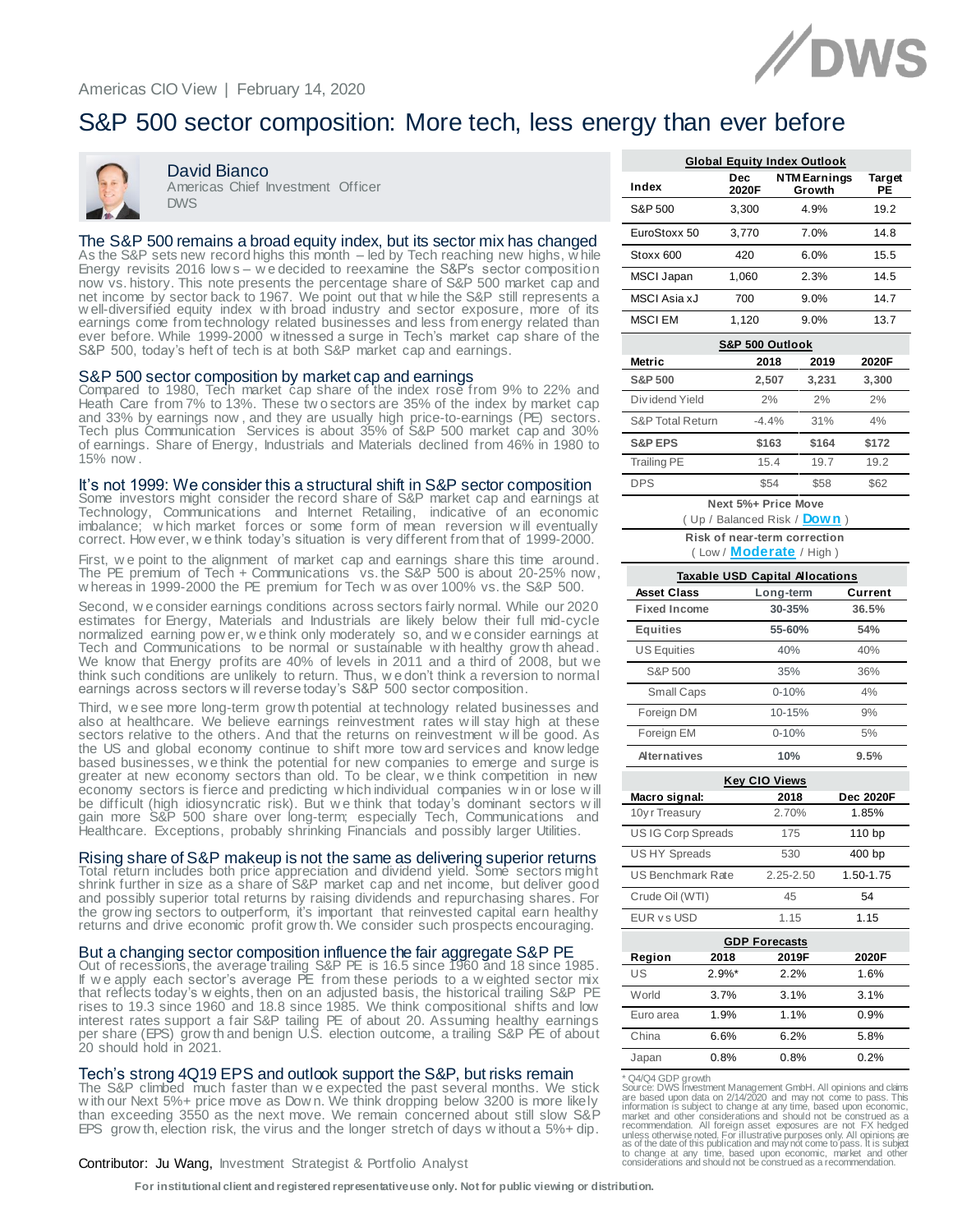Americas CIO View | February 14, 2020

# S&P 500 sector composition: More tech, less energy than ever before

**David Bianco**
Americas Chief Investment Officer
DWS

## The S&P 500 remains a broad equity index, but its sector mix has changed

As the S&P sets new record highs this month – led by Tech reaching new highs, while Energy revisits 2016 lows – we decided to reexamine the S&P's sector composition now vs. history. This note presents the percentage share of S&P 500 market cap and net income by sector back to 1967. We point out that while the S&P still represents a well-diversified equity index with broad industry and sector exposure, more of its earnings come from technology related businesses and less from energy related than ever before. While 1999-2000 witnessed a surge in Tech's market cap share of the S&P 500, today's heft of tech is at both S&P market cap and earnings.

## S&P 500 sector composition by market cap and earnings

Compared to 1980, Tech market cap share of the index rose from 9% to 22% and Heath Care from 7% to 13%. These two sectors are 35% of the index by market cap and 33% by earnings now, and they are usually high price-to-earnings (PE) sectors. Tech plus Communication Services is about 35% of S&P 500 market cap and 30% of earnings. Share of Energy, Industrials and Materials declined from 46% in 1980 to 15% now.

## It's not 1999: We consider this a structural shift in S&P sector composition

Some investors might consider the record share of S&P market cap and earnings at Technology, Communications and Internet Retailing, indicative of an economic imbalance; which market forces or some form of mean reversion will eventually correct. However, we think today's situation is very different from that of 1999-2000.

First, we point to the alignment of market cap and earnings share this time around. The PE premium of Tech + Communications vs. the S&P 500 is about 20-25% now, whereas in 1999-2000 the PE premium for Tech was over 100% vs. the S&P 500.

Second, we consider earnings conditions across sectors fairly normal. While our 2020 estimates for Energy, Materials and Industrials are likely below their full mid-cycle normalized earning power, we think only moderately so, and we consider earnings at Tech and Communications to be normal or sustainable with healthy growth ahead. We know that Energy profits are 40% of levels in 2011 and a third of 2008, but we think such conditions are unlikely to return. Thus, we don't think a reversion to normal earnings across sectors will reverse today's S&P 500 sector composition.

Third, we see more long-term growth potential at technology related businesses and also at healthcare. We believe earnings reinvestment rates will stay high at these sectors relative to the others. And that the returns on reinvestment will be good. As the US and global economy continue to shift more toward services and knowledge based businesses, we think the potential for new companies to emerge and surge is greater at new economy sectors than old. To be clear, we think competition in new economy sectors is fierce and predicting which individual companies win or lose will be difficult (high idiosyncratic risk). But we think that today's dominant sectors will gain more S&P 500 share over long-term; especially Tech, Communications and Healthcare. Exceptions, probably shrinking Financials and possibly larger Utilities.

## Rising share of S&P makeup is not the same as delivering superior returns

Total return includes both price appreciation and dividend yield. Some sectors might shrink further in size as a share of S&P market cap and net income, but deliver good and possibly superior total returns by raising dividends and repurchasing shares. For the growing sectors to outperform, it's important that reinvested capital earn healthy returns and drive economic profit growth. We consider such prospects encouraging.

## But a changing sector composition influence the fair aggregate S&P PE

Out of recessions, the average trailing S&P PE is 16.5 since 1960 and 18 since 1985. If we apply each sector's average PE from these periods to a weighted sector mix that reflects today's weights, then on an adjusted basis, the historical trailing S&P PE rises to 19.3 since 1960 and 18.8 since 1985. We think compositional shifts and low interest rates support a fair S&P tailing PE of about 20. Assuming healthy earnings per share (EPS) growth and benign U.S. election outcome, a trailing S&P PE of about 20 should hold in 2021.

## Tech's strong 4Q19 EPS and outlook support the S&P, but risks remain

The S&P climbed much faster than we expected the past several months. We stick with our Next 5%+ price move as Down. We think dropping below 3200 is more likely than exceeding 3550 as the next move. We remain concerned about still slow S&P EPS growth, election risk, the virus and the longer stretch of days without a 5%+ dip.

Contributor: Ju Wang, Investment Strategist & Portfolio Analyst

**Global Equity Index Outlook**

| Index | Dec 2020F | NTM Earnings Growth | Target PE |
|---|---|---|---|
| S&P 500 | 3,300 | 4.9% | 19.2 |
| EuroStoxx 50 | 3,770 | 7.0% | 14.8 |
| Stoxx 600 | 420 | 6.0% | 15.5 |
| MSCI Japan | 1,060 | 2.3% | 14.5 |
| MSCI Asia xJ | 700 | 9.0% | 14.7 |
| MSCI EM | 1,120 | 9.0% | 13.7 |

**S&P 500 Outlook**

| Metric | 2018 | 2019 | 2020F |
|---|---|---|---|
| **S&P 500** | **2,507** | **3,231** | **3,300** |
| Dividend Yield | 2% | 2% | 2% |
| S&P Total Return | -4.4% | 31% | 4% |
| **S&P EPS** | **$163** | **$164** | **$172** |
| Trailing PE | 15.4 | 19.7 | 19.2 |
| DPS | $54 | $58 | $62 |

**Next 5%+ Price Move**
( Up / Balanced Risk / **Down** )

**Risk of near-term correction**
( Low / **Moderate** / High )

**Taxable USD Capital Allocations**

| Asset Class | Long-term | Current |
|---|---|---|
| **Fixed Income** | **30-35%** | **36.5%** |
| **Equities** | **55-60%** | **54%** |
| US Equities | 40% | 40% |
| S&P 500 | 35% | 36% |
| Small Caps | 0-10% | 4% |
| Foreign DM | 10-15% | 9% |
| Foreign EM | 0-10% | 5% |
| **Alternatives** | **10%** | **9.5%** |

**Key CIO Views**

| Macro signal: | 2018 | Dec 2020F |
|---|---|---|
| 10yr Treasury | 2.70% | 1.85% |
| US IG Corp Spreads | 175 | 110 bp |
| US HY Spreads | 530 | 400 bp |
| US Benchmark Rate | 2.25-2.50 | 1.50-1.75 |
| Crude Oil (WTI) | 45 | 54 |
| EUR vs USD | 1.15 | 1.15 |

**GDP Forecasts**

| Region | 2018 | 2019F | 2020F |
|---|---|---|---|
| US | 2.9%* | 2.2% | 1.6% |
| World | 3.7% | 3.1% | 3.1% |
| Euro area | 1.9% | 1.1% | 0.9% |
| China | 6.6% | 6.2% | 5.8% |
| Japan | 0.8% | 0.8% | 0.2% |

\* Q4/Q4 GDP growth
Source: DWS Investment Management GmbH. All opinions and claims are based upon data on 2/14/2020 and may not come to pass. This information is subject to change at any time, based upon economic, market and other considerations and should not be construed as a recommendation. All foreign asset exposures are not FX hedged unless otherwise noted. For illustrative purposes only. All opinions are as of the date of this publication and may not come to pass. It is subject to change at any time, based upon economic, market and other considerations and should not be construed as a recommendation.

**For institutional client and registered representative use only. Not for public viewing or distribution.**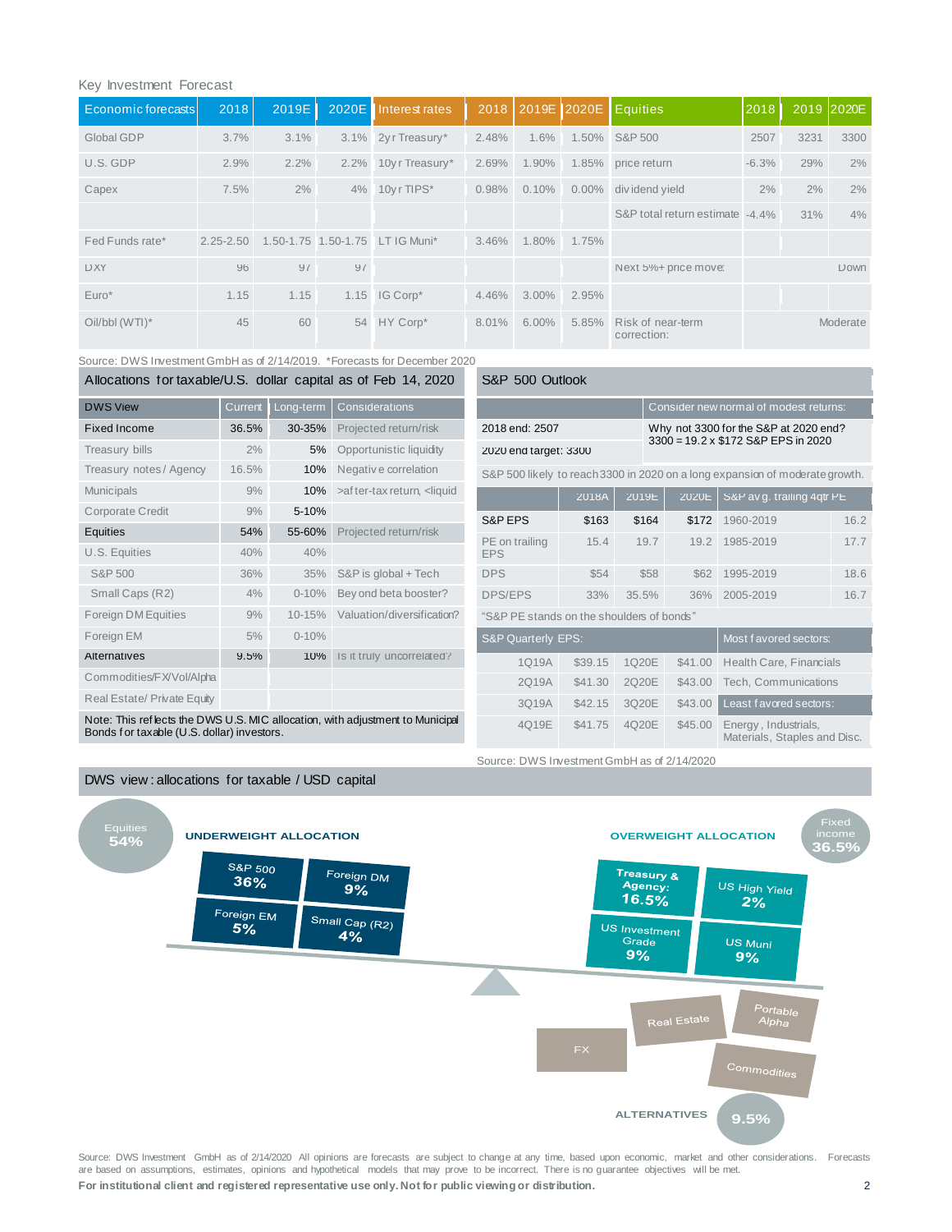Key Investment Forecast

| Economic forecasts | 2018 | 2019E | 2020E | Interest rates | 2018 | 2019E | 2020E | Equities | 2018 | 2019 | 2020E |
|---|---|---|---|---|---|---|---|---|---|---|---|
| Global GDP | 3.7% | 3.1% | 3.1% | 2yr Treasury* | 2.48% | 1.6% | 1.50% | S&P 500 | 2507 | 3231 | 3300 |
| U.S. GDP | 2.9% | 2.2% | 2.2% | 10yr Treasury* | 2.69% | 1.90% | 1.85% | price return | -6.3% | 29% | 2% |
| Capex | 7.5% | 2% | 4% | 10yr TIPS* | 0.98% | 0.10% | 0.00% | dividend yield | 2% | 2% | 2% |
| | | | | | | | | S&P total return estimate | -4.4% | 31% | 4% |
| Fed Funds rate* | 2.25-2.50 | 1.50-1.75 | 1.50-1.75 | LT IG Muni* | 3.46% | 1.80% | 1.75% | | | | |
| DXY | 96 | 97 | 97 | | | | | Next 5%+ price move: | | | Down |
| Euro* | 1.15 | 1.15 | 1.15 | IG Corp* | 4.46% | 3.00% | 2.95% | | | | |
| Oil/bbl (WTI)* | 45 | 60 | 54 | HY Corp* | 8.01% | 6.00% | 5.85% | Risk of near-term correction: | | | Moderate |

Source: DWS Investment GmbH as of 2/14/2019. *Forecasts for December 2020

## Allocations for taxable/U.S. dollar capital as of Feb 14, 2020

| DWS View | Current | Long-term | Considerations |
|---|---|---|---|
| Fixed Income | 36.5% | 30-35% | Projected return/risk |
| Treasury bills | 2% | 5% | Opportunistic liquidity |
| Treasury notes/ Agency | 16.5% | 10% | Negative correlation |
| Municipals | 9% | 10% | >after-tax return, <liquid |
| Corporate Credit | 9% | 5-10% | |
| Equities | 54% | 55-60% | Projected return/risk |
| U.S. Equities | 40% | 40% | |
| S&P 500 | 36% | 35% | S&P is global + Tech |
| Small Caps (R2) | 4% | 0-10% | Beyond beta booster? |
| Foreign DM Equities | 9% | 10-15% | Valuation/diversification? |
| Foreign EM | 5% | 0-10% | |
| Alternatives | 9.5% | 10% | Is it truly uncorrelated? |
| Commodities/FX/Vol/Alpha | | | |
| Real Estate/ Private Equity | | | |

Note: This reflects the DWS U.S. MIC allocation, with adjustment to Municipal Bonds for taxable (U.S. dollar) investors.

## S&P 500 Outlook

| | Consider new normal of modest returns: |
|---|---|
| 2018 end: 2507 | Why not 3300 for the S&P at 2020 end? 3300 = 19.2 x $172 S&P EPS in 2020 |
| 2020 end target: 3300 | |

S&P 500 likely to reach 3300 in 2020 on a long expansion of moderate growth.

| | 2018A | 2019E | 2020E | S&P avg. trailing 4qtr PE | |
|---|---|---|---|---|---|
| S&P EPS | $163 | $164 | $172 | 1960-2019 | 16.2 |
| PE on trailing EPS | 15.4 | 19.7 | 19.2 | 1985-2019 | 17.7 |
| DPS | $54 | $58 | $62 | 1995-2019 | 18.6 |
| DPS/EPS | 33% | 35.5% | 36% | 2005-2019 | 16.7 |

"S&P PE stands on the shoulders of bonds"

| S&P Quarterly EPS: | | | | Most favored sectors: |
|---|---|---|---|---|
| 1Q19A | $39.15 | 1Q20E | $41.00 | Health Care, Financials |
| 2Q19A | $41.30 | 2Q20E | $43.00 | Tech, Communications |
| 3Q19A | $42.15 | 3Q20E | $43.00 | **Least favored sectors:** |
| 4Q19E | $41.75 | 4Q20E | $45.00 | Energy, Industrials, Materials, Staples and Disc. |

Source: DWS Investment GmbH as of 2/14/2020

## DWS view: allocations for taxable / USD capital

**UNDERWEIGHT ALLOCATION** — Equities 54%
- S&P 500 36%
- Foreign DM 9%
- Foreign EM 5%
- Small Cap (R2) 4%

**OVERWEIGHT ALLOCATION** — Fixed income 36.5%
- Treasury & Agency: 16.5%
- US High Yield 2%
- US Investment Grade 9%
- US Muni 9%

**ALTERNATIVES** 9.5%
- FX
- Real Estate
- Portable Alpha
- Commodities

Source: DWS Investment GmbH as of 2/14/2020 All opinions are forecasts are subject to change at any time, based upon economic, market and other considerations. Forecasts are based on assumptions, estimates, opinions and hypothetical models that may prove to be incorrect. There is no guarantee objectives will be met.

**For institutional client and registered representative use only. Not for public viewing or distribution.**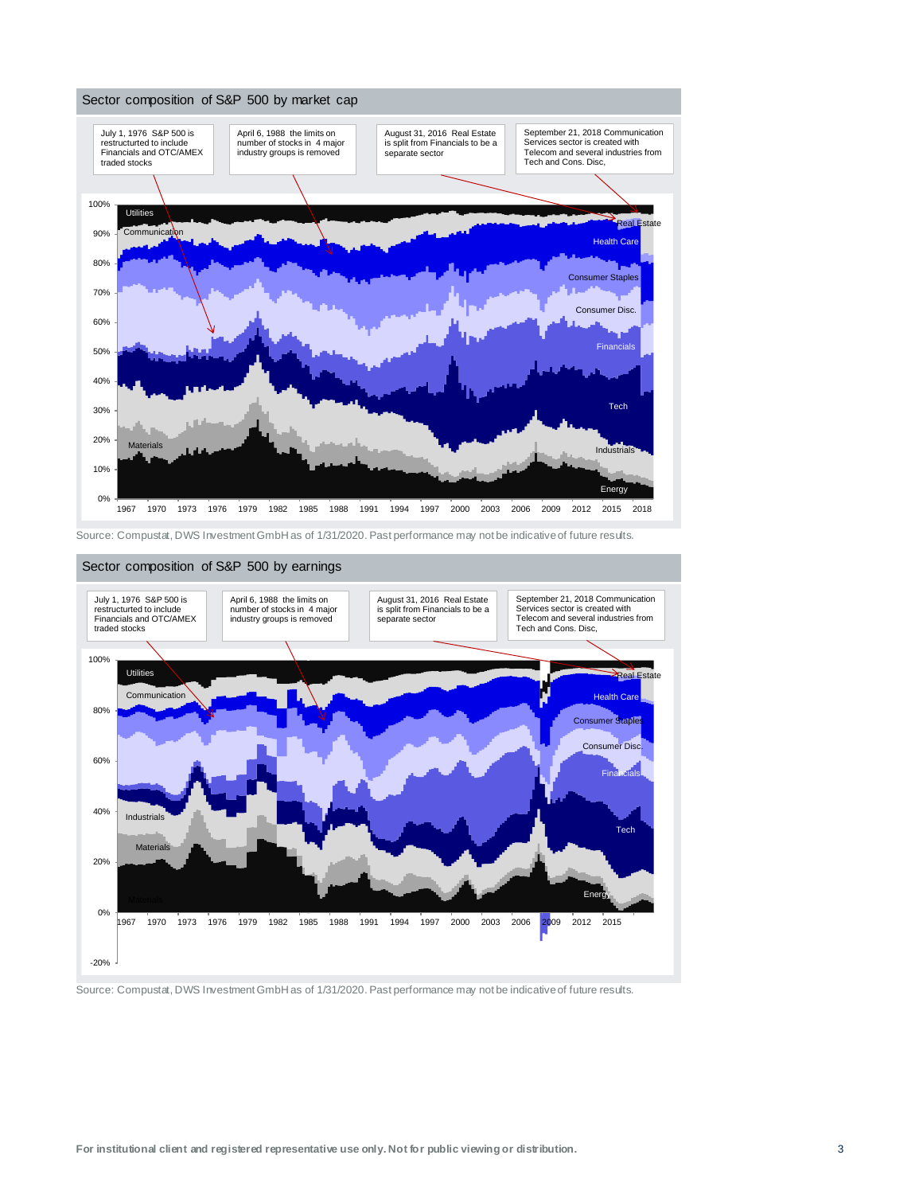## Sector composition of S&P 500 by market cap

July 1, 1976 S&P 500 is restructurted to include Financials and OTC/AMEX traded stocks

April 6, 1988 the limits on number of stocks in 4 major industry groups is removed

August 31, 2016 Real Estate is split from Financials to be a separate sector

September 21, 2018 Communication Services sector is created with Telecom and several industries from Tech and Cons. Disc,

Utilities, Communication, Real Estate, Health Care, Consumer Staples, Consumer Disc., Financials, Tech, Industrials, Materials, Energy

0%, 10%, 20%, 30%, 40%, 50%, 60%, 70%, 80%, 90%, 100%

1967, 1970, 1973, 1976, 1979, 1982, 1985, 1988, 1991, 1994, 1997, 2000, 2003, 2006, 2009, 2012, 2015, 2018

Source: Compustat, DWS Investment GmbH as of 1/31/2020. Past performance may not be indicative of future results.

## Sector composition of S&P 500 by earnings

July 1, 1976 S&P 500 is restructurted to include Financials and OTC/AMEX traded stocks

April 6, 1988 the limits on number of stocks in 4 major industry groups is removed

August 31, 2016 Real Estate is split from Financials to be a separate sector

September 21, 2018 Communication Services sector is created with Telecom and several industries from Tech and Cons. Disc,

Utilities, Communication, Real Estate, Health Care, Consumer Staples, Consumer Disc., Financials, Tech, Industrials, Materials, Energy

-20%, 0%, 20%, 40%, 60%, 80%, 100%

1967, 1970, 1973, 1976, 1979, 1982, 1985, 1988, 1991, 1994, 1997, 2000, 2003, 2006, 2009, 2012, 2015

Source: Compustat, DWS Investment GmbH as of 1/31/2020. Past performance may not be indicative of future results.

**For institutional client and registered representative use only. Not for public viewing or distribution.**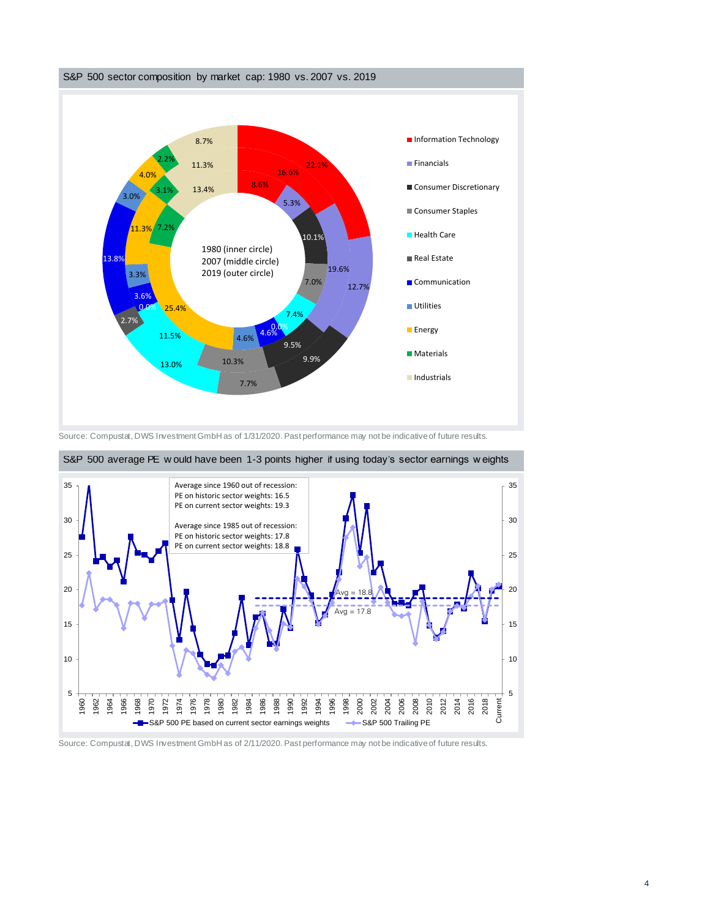## S&P 500 sector composition by market cap: 1980 vs. 2007 vs. 2019

Information Technology, Financials, Consumer Discretionary, Consumer Staples, Health Care, Real Estate, Communication, Utilities, Energy, Materials, Industrials

1980 (inner circle)
2007 (middle circle)
2019 (outer circle)

Source: Compustat, DWS Investment GmbH as of 1/31/2020. Past performance may not be indicative of future results.

## S&P 500 average PE would have been 1-3 points higher if using today's sector earnings weights

Average since 1960 out of recession:
PE on historic sector weights: 16.5
PE on current sector weights: 19.3

Average since 1985 out of recession:
PE on historic sector weights: 17.8
PE on current sector weights: 18.8

Avg = 18.8
Avg = 17.8

S&P 500 PE based on current sector earnings weights — S&P 500 Trailing PE

Source: Compustat, DWS Investment GmbH as of 2/11/2020. Past performance may not be indicative of future results.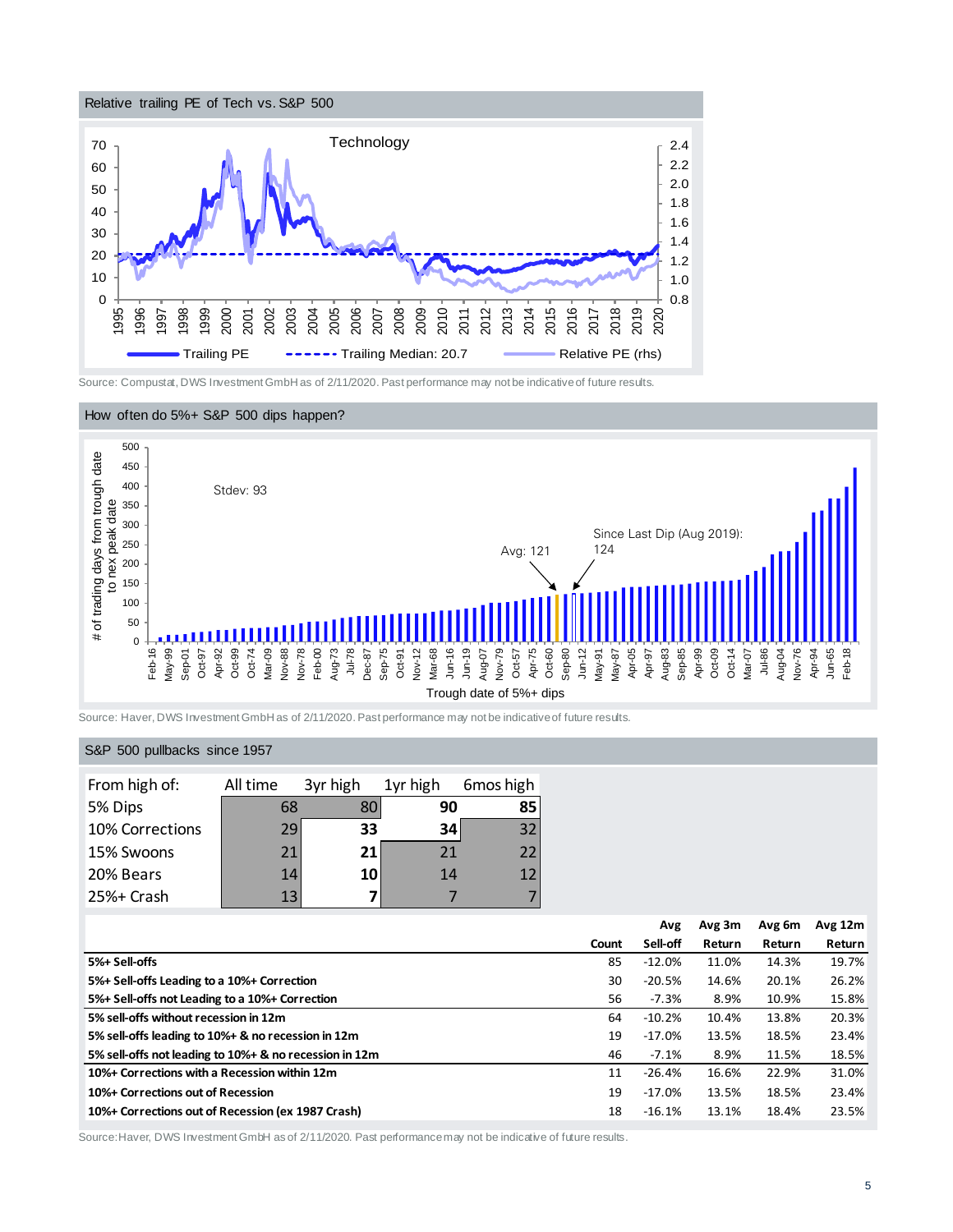## Relative trailing PE of Tech vs. S&P 500

Technology

Trailing PE | Trailing Median: 20.7 | Relative PE (rhs)

Source: Compustat, DWS Investment GmbH as of 2/11/2020. Past performance may not be indicative of future results.

## How often do 5%+ S&P 500 dips happen?

Stdev: 93

Avg: 121

Since Last Dip (Aug 2019): 124

# of trading days from trough date to nex peak date

Trough date of 5%+ dips

Source: Haver, DWS Investment GmbH as of 2/11/2020. Past performance may not be indicative of future results.

## S&P 500 pullbacks since 1957

| From high of: | All time | 3yr high | 1yr high | 6mos high |
|---|---|---|---|---|
| 5% Dips | 68 | 80 | **90** | **85** |
| 10% Corrections | 29 | **33** | **34** | 32 |
| 15% Swoons | 21 | **21** | 21 | 22 |
| 20% Bears | 14 | **10** | 14 | 12 |
| 25%+ Crash | 13 | **7** | 7 | 7 |

| | Count | Avg Sell-off | Avg 3m Return | Avg 6m Return | Avg 12m Return |
|---|---|---|---|---|---|
| **5%+ Sell-offs** | 85 | -12.0% | 11.0% | 14.3% | 19.7% |
| **5%+ Sell-offs Leading to a 10%+ Correction** | 30 | -20.5% | 14.6% | 20.1% | 26.2% |
| **5%+ Sell-offs not Leading to a 10%+ Correction** | 56 | -7.3% | 8.9% | 10.9% | 15.8% |
| **5% sell-offs without recession in 12m** | 64 | -10.2% | 10.4% | 13.8% | 20.3% |
| **5% sell-offs leading to 10%+ & no recession in 12m** | 19 | -17.0% | 13.5% | 18.5% | 23.4% |
| **5% sell-offs not leading to 10%+ & no recession in 12m** | 46 | -7.1% | 8.9% | 11.5% | 18.5% |
| **10%+ Corrections with a Recession within 12m** | 11 | -26.4% | 16.6% | 22.9% | 31.0% |
| **10%+ Corrections out of Recession** | 19 | -17.0% | 13.5% | 18.5% | 23.4% |
| **10%+ Corrections out of Recession (ex 1987 Crash)** | 18 | -16.1% | 13.1% | 18.4% | 23.5% |

Source: Haver, DWS Investment GmbH as of 2/11/2020. Past performance may not be indicative of future results.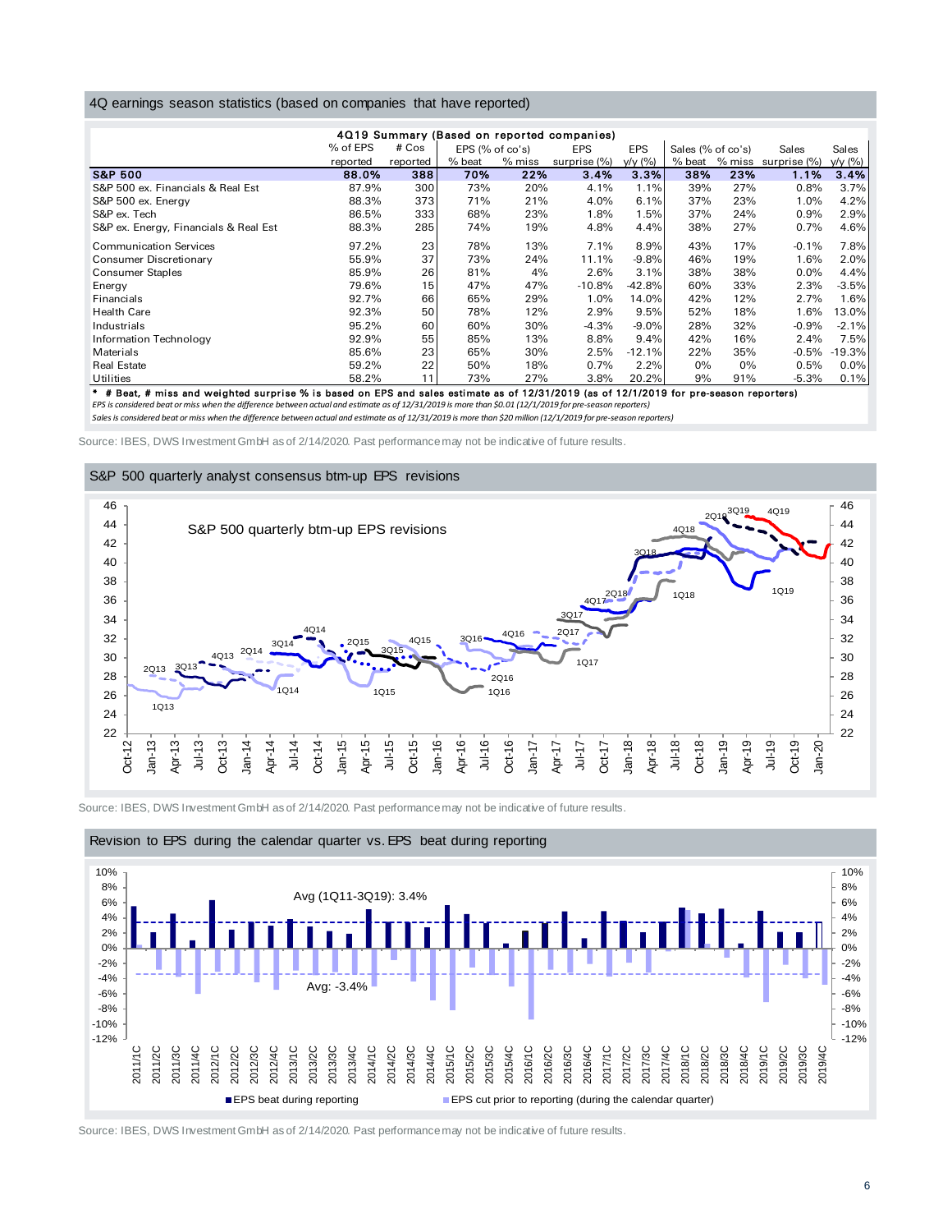## 4Q earnings season statistics (based on companies that have reported)

| 4Q19 Summary (Based on reported companies) | % of EPS reported | # Cos reported | EPS (% of co's) % beat | EPS (% of co's) % miss | EPS surprise (%) | EPS y/y (%) | Sales (% of co's) % beat | Sales (% of co's) % miss | Sales surprise (%) | Sales y/y (%) |
|---|---|---|---|---|---|---|---|---|---|---|
| **S&P 500** | **88.0%** | **388** | **70%** | **22%** | **3.4%** | **3.3%** | **38%** | **23%** | **1.1%** | **3.4%** |
| S&P 500 ex. Financials & Real Est | 87.9% | 300 | 73% | 20% | 4.1% | 1.1% | 39% | 27% | 0.8% | 3.7% |
| S&P 500 ex. Energy | 88.3% | 373 | 71% | 21% | 4.0% | 6.1% | 37% | 23% | 1.0% | 4.2% |
| S&P ex. Tech | 86.5% | 333 | 68% | 23% | 1.8% | 1.5% | 37% | 24% | 0.9% | 2.9% |
| S&P ex. Energy, Financials & Real Est | 88.3% | 285 | 74% | 19% | 4.8% | 4.4% | 38% | 27% | 0.7% | 4.6% |
| Communication Services | 97.2% | 23 | 78% | 13% | 7.1% | 8.9% | 43% | 17% | -0.1% | 7.8% |
| Consumer Discretionary | 55.9% | 37 | 73% | 24% | 11.1% | -9.8% | 46% | 19% | 1.6% | 2.0% |
| Consumer Staples | 85.9% | 26 | 81% | 4% | 2.6% | 3.1% | 38% | 38% | 0.0% | 4.4% |
| Energy | 79.6% | 15 | 47% | 47% | -10.8% | -42.8% | 60% | 33% | 2.3% | -3.5% |
| Financials | 92.7% | 66 | 65% | 29% | 1.0% | 14.0% | 42% | 12% | 2.7% | 1.6% |
| Health Care | 92.3% | 50 | 78% | 12% | 2.9% | 9.5% | 52% | 18% | 1.6% | 13.0% |
| Industrials | 95.2% | 60 | 60% | 30% | -4.3% | -9.0% | 28% | 32% | -0.9% | -2.1% |
| Information Technology | 92.9% | 55 | 85% | 13% | 8.8% | 9.4% | 42% | 16% | 2.4% | 7.5% |
| Materials | 85.6% | 23 | 65% | 30% | 2.5% | -12.1% | 22% | 35% | -0.5% | -19.3% |
| Real Estate | 59.2% | 22 | 50% | 18% | 0.7% | 2.2% | 0% | 0% | 0.5% | 0.0% |
| Utilities | 58.2% | 11 | 73% | 27% | 3.8% | 20.2% | 9% | 91% | -5.3% | 0.1% |

**\* # Beat, # miss and weighted surprise % is based on EPS and sales estimate as of 12/31/2019 (as of 12/1/2019 for pre-season reporters)**

*EPS is considered beat or miss when the difference between actual and estimate as of 12/31/2019 is more than $0.01 (12/1/2019 for pre-season reporters)*

*Sales is considered beat or miss when the difference between actual and estimate as of 12/31/2019 is more than $20 million (12/1/2019 for pre-season reporters)*

Source: IBES, DWS Investment GmbH as of 2/14/2020. Past performance may not be indicative of future results.

## S&P 500 quarterly analyst consensus btm-up EPS revisions

Source: IBES, DWS Investment GmbH as of 2/14/2020. Past performance may not be indicative of future results.

## Revision to EPS during the calendar quarter vs. EPS beat during reporting

Source: IBES, DWS Investment GmbH as of 2/14/2020. Past performance may not be indicative of future results.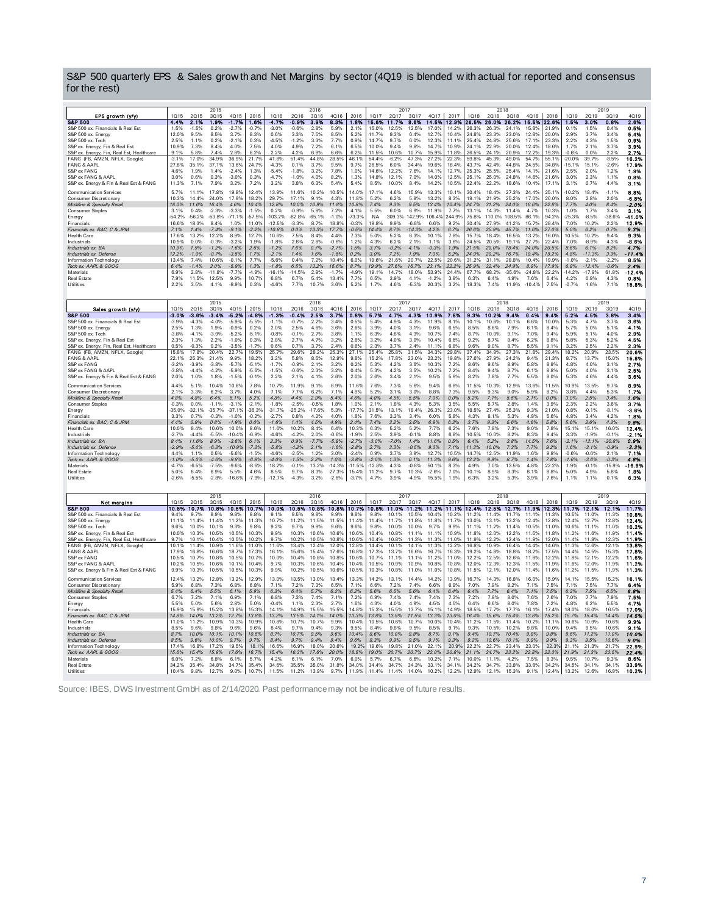## S&P 500 quarterly EPS & Sales growth and Net Margins by sector (4Q19 is blended with actual for reported and consensus for the rest)

| EPS growth (y/y) | 1Q15 | 2Q15 | 3Q15 | 4Q15 | 2015 | 1Q16 | 2Q16 | 3Q16 | 4Q16 | 2016 | 1Q17 | 2Q17 | 3Q17 | 4Q17 | 2017 | 1Q18 | 2Q18 | 3Q18 | 4Q18 | 2018 | 1Q19 | 2Q19 | 3Q19 | 4Q19 |
|---|---|---|---|---|---|---|---|---|---|---|---|---|---|---|---|---|---|---|---|---|---|---|---|---|
| **S&P 500** | **4.4%** | **2.1%** | **1.9%** | **-1.7%** | **1.6%** | **-4.7%** | **-0.9%** | **3.9%** | **8.3%** | **1.8%** | **15.6%** | **11.7%** | **8.6%** | **14.6%** | **12.9%** | **26.5%** | **26.0%** | **26.2%** | **15.5%** | **22.6%** | **1.5%** | **3.0%** | **0.8%** | **2.6%** |
| S&P 500 ex. Financials & Real Est | 1.5% | -1.5% | 0.2% | -2.7% | -0.7% | -3.0% | -0.6% | 2.8% | 5.9% | 2.1% | 15.0% | 12.5% | 12.5% | 17.0% | 14.2% | 26.3% | 26.3% | 24.1% | 15.8% | 21.9% | 0.1% | 1.5% | 0.4% | 0.5% |
| S&P 500 ex. Energy | 12.0% | 9.5% | 8.5% | 3.7% | 8.3% | 0.6% | 3.3% | 7.5% | 8.5% | 5.2% | 11.7% | 9.3% | 6.4% | 12.7% | 10.4% | 24.8% | 23.3% | 23.0% | 12.8% | 20.0% | 2.9% | 3.7% | 3.4% | 5.4% |
| S&P 500 ex. Tech | 2.5% | 1.1% | 0.2% | -2.1% | 0.3% | -4.5% | -1.2% | 3.3% | 7.7% | 0.9% | 14.7% | 9.7% | 6.0% | 12.3% | 11.1% | 25.4% | 24.8% | 25.6% | 17.1% | 23.3% | 2.2% | 4.3% | 1.5% | 0.9% |
| S&P ex. Energy, Fin & Real Est | 10.9% | 7.3% | 8.4% | 4.0% | 7.5% | 4.0% | 4.9% | 7.2% | 6.1% | 6.5% | 10.0% | 9.4% | 9.8% | 14.7% | 10.9% | 24.1% | 22.9% | 20.0% | 12.4% | 18.6% | 1.7% | 2.1% | 3.7% | 3.9% |
| S&P ex. Energy, Fin, Real Est, Healthcare | 9.1% | 5.8% | 7.4% | 2.8% | 6.2% | 2.2% | 4.2% | 6.9% | 6.6% | 6.2% | 11.5% | 10.6% | 10.7% | 15.9% | 11.8% | 26.5% | 24.1% | 20.9% | 12.2% | 19.3% | -0.6% | 0.0% | 2.2% | 2.7% |
| FANG (FB, AMZN, NFLX, Google) | -3.1% | 17.0% | 34.9% | 36.9% | 21.7% | 41.8% | 51.4% | 44.8% | 28.5% | 46.1% | 54.4% | -6.2% | 47.3% | 27.2% | 22.3% | 59.8% | 45.3% | 49.0% | 54.7% | 55.1% | -20.0% | 39.7% | -8.5% | 16.2% |
| FANG & AAPL | 27.8% | 35.1% | 37.1% | 13.6% | 24.7% | -4.3% | 0.1% | 3.7% | 9.5% | 9.7% | 26.5% | 6.0% | 34.4% | 19.6% | 18.4% | 43.7% | 42.4% | 44.8% | 24.5% | 34.8% | -15.1% | 15.1% | -2.6% | 17.9% |
| S&P ex FANG | 4.6% | 1.9% | 1.4% | -2.4% | 1.3% | -5.4% | -1.8% | 3.2% | 7.8% | 1.0% | 14.6% | 12.2% | 7.6% | 14.1% | 12.7% | 25.3% | 25.5% | 25.4% | 14.1% | 21.6% | 2.5% | 2.0% | 1.2% | 1.9% |
| S&P ex FANG & AAPL | 3.0% | 0.6% | 0.3% | -3.0% | 0.3% | -4.7% | -1.0% | 4.0% | 8.2% | 1.3% | 14.8% | 12.1% | 7.0% | 14.0% | 12.5% | 25.1% | 25.0% | 24.8% | 14.6% | 21.6% | 3.0% | 2.3% | 1.1% | 0.8% |
| S&P ex. Energy & Fin & Real Est & FANG | 11.3% | 7.1% | 7.9% | 3.2% | 7.2% | 3.2% | 3.8% | 6.3% | 5.4% | 5.4% | 8.5% | 10.0% | 8.4% | 14.2% | 10.5% | 22.4% | 22.2% | 18.6% | 10.4% | 17.1% | 3.1% | 0.7% | 4.4% | 3.1% |
| Communication Services | 5.7% | 11.1% | 17.8% | 19.8% | 12.4% | 13.9% | 11.6% | 10.2% | 10.5% | 14.0% | 17.1% | 4.6% | 15.9% | 13.3% | 10.1% | 30.4% | 18.4% | 27.3% | 24.4% | 25.1% | -10.2% | 18.4% | -1.1% | 8.8% |
| Consumer Discretionary | 10.3% | 14.4% | 24.0% | 17.9% | 18.2% | 29.7% | 17.1% | 9.1% | 4.3% | 11.8% | 5.2% | 6.2% | 5.8% | 13.2% | 8.3% | 19.1% | 21.9% | 25.2% | 17.0% | 20.0% | 8.0% | 2.8% | 2.0% | -6.8% |
| *Multiline & Specialty Retail* | *18.0%* | *11.6%* | *16.4%* | *4.6%* | *10.4%* | *12.8%* | *10.0%* | *10.9%* | *11.8%* | *10.8%* | *7.4%* | *9.3%* | *9.5%* | *13.4%* | *10.4%* | *24.7%* | *31.2%* | *24.0%* | *16.6%* | *22.8%* | *7.7%* | *4.0%* | *8.4%* | *-2.0%* |
| Consumer Staples | 3.1% | 0.4% | -2.3% | -3.3% | -1.5% | 0.2% | -0.9% | 5.9% | 7.2% | 4.1% | 5.5% | 6.0% | 6.9% | 11.9% | 7.7% | 13.1% | 14.3% | 11.4% | 4.7% | 10.3% | 1.0% | 1.7% | 3.4% | 3.1% |
| Energy | -54.2% | -56.2% | -53.8% | -71.1% | -57.5% | -103.2% | -82.8% | -65.1% | -1.0% | -73.3% | NA | 309.3% | 142.9% | 106.4% | 244.9% | 75.8% | 110.0% | 108.5% | 86.1% | 94.2% | -25.3% | -8.5% | -38.6% | -41.0% |
| Financials | 16.6% | 18.3% | 8.4% | 1.6% | 11.0% | -12.5% | -3.3% | 8.7% | 18.8% | -0.3% | 19.8% | 9.9% | -6.8% | 6.6% | 9.2% | 30.4% | 27.9% | 41.2% | 15.7% | 28.4% | 7.0% | 10.2% | 2.2% | 12.9% |
| *Financials ex. BAC, C & JPM* | *7.1%* | *1.4%* | *-7.4%* | *-9.1%* | *-2.2%* | *-10.8%* | *0.0%* | *13.3%* | *17.7%* | *-0.5%* | *14.4%* | *8.7%* | *-14.2%* | *4.2%* | *6.7%* | *26.6%* | *25.9%* | *45.7%* | *11.6%* | *27.0%* | *5.0%* | *6.2%* | *0.7%* | *9.3%* |
| Health Care | 17.6% | 13.2% | 12.2% | 8.9% | 12.7% | 10.6% | 7.5% | 8.4% | 4.4% | 7.3% | 5.0% | 5.2% | 6.3% | 10.1% | 7.8% | 15.7% | 18.4% | 16.5% | 13.2% | 16.0% | 10.5% | 10.2% | 9.4% | 9.3% |
| Industrials | 10.9% | 0.0% | -0.3% | -3.2% | 1.9% | -1.8% | 2.6% | 2.8% | -0.6% | 1.2% | 4.3% | 6.2% | 2.1% | 1.1% | 3.6% | 24.5% | 20.5% | 19.1% | 27.7% | 22.4% | 7.0% | -8.9% | 4.3% | -8.6% |
| *Industrials ex. BA* | *10.9%* | *1.9%* | *-1.2%* | *-1.6%* | *2.6%* | *-1.2%* | *7.6%* | *0.7%* | *-2.7%* | *1.5%* | *3.7%* | *-0.2%* | *4.1%* | *-0.3%* | *1.9%* | *21.5%* | *20.0%* | *18.4%* | *24.0%* | *20.5%* | *8.6%* | *6.1%* | *8.2%* | *4.7%* |
| *Industrials ex. Defense* | *12.2%* | *-1.0%* | *-0.7%* | *-3.5%* | *1.7%* | *-2.1%* | *1.4%* | *1.6%* | *-1.6%* | *0.2%* | *2.0%* | *7.2%* | *1.9%* | *7.0%* | *5.2%* | *24.0%* | *20.2%* | *16.7%* | *19.4%* | *19.2%* | *4.6%* | *-11.3%* | *3.9%* | *-11.4%* |
| Information Technology | 13.4% | 7.4% | 10.6% | -0.1% | 7.7% | -5.6% | 0.4% | 7.2% | 10.4% | 6.0% | 19.6% | 21.6% | 20.7% | 22.5% | 20.6% | 31.2% | 31.1% | 28.8% | 10.4% | 19.9% | -1.0% | -2.1% | -2.2% | 8.5% |
| *Tech ex. AAPL & GOOG* | *6.4%* | *-1.4%* | *3.0%* | *-5.9%* | *1.3%* | *-1.8%* | *6.5%* | *13.2%* | *15.6%* | *8.7%* | *19.9%* | *27.6%* | *16.7%* | *23.1%* | *22.2%* | *25.9%* | *32.4%* | *24.9%* | *8.9%* | *17.9%* | *6.8%* | *-12.4%* | *-0.6%* | *2.4%* |
| Materials | 6.9% | 2.8% | -11.8% | -7.7% | -4.9% | -16.1% | -14.5% | 2.9% | -1.7% | -4.9% | 19.1% | 14.7% | 18.0% | 53.9% | 24.4% | 67.7% | 68.2% | -35.6% | -24.8% | 22.2% | -14.2% | -17.9% | 61.8% | -12.4% |
| Real Estate | 7.9% | 11.5% | 12.5% | 9.9% | 10.7% | 6.8% | 6.7% | 5.4% | 13.4% | 7.7% | 6.5% | 3.9% | 4.1% | -1.2% | 3.9% | 6.3% | 6.4% | 4.9% | 7.6% | 6.4% | 4.2% | 0.9% | 4.3% | 0.8% |
| Utilities | 2.2% | 3.5% | 4.1% | -8.9% | 0.3% | -4.6% | 7.7% | 10.7% | 3.6% | 5.2% | 1.7% | 4.6% | -5.3% | 20.3% | 3.2% | 18.3% | 7.4% | 11.9% | -10.4% | 7.5% | -0.7% | 1.6% | 7.1% | 15.8% |

| Sales growth (y/y) | 1Q15 | 2Q15 | 3Q15 | 4Q15 | 2015 | 1Q16 | 2Q16 | 3Q16 | 4Q16 | 2016 | 1Q17 | 2Q17 | 3Q17 | 4Q17 | 2017 | 1Q18 | 2Q18 | 3Q18 | 4Q18 | 2018 | 1Q19 | 2Q19 | 3Q19 | 4Q19 |
|---|---|---|---|---|---|---|---|---|---|---|---|---|---|---|---|---|---|---|---|---|---|---|---|---|
| **S&P 500** | **-3.0%** | **-3.6%** | **-3.4%** | **-5.2%** | **-4.8%** | **-1.3%** | **-0.4%** | **2.5%** | **3.7%** | **0.8%** | **5.7%** | **4.7%** | **4.3%** | **10.9%** | **7.8%** | **9.3%** | **10.2%** | **9.4%** | **6.4%** | **9.4%** | **5.2%** | **4.5%** | **3.8%** | **3.4%** |
| S&P 500 ex. Financials & Real Est | -3.9% | -4.3% | -4.0% | -5.9% | -5.5% | -1.1% | -0.7% | 2.2% | 3.4% | 0.5% | 5.4% | 4.9% | 4.3% | 11.9% | 8.1% | 10.1% | 10.6% | 10.1% | 6.6% | 10.0% | 5.3% | 4.7% | 3.7% | 3.6% |
| S&P 500 ex. Energy | 2.5% | 1.3% | 1.9% | -0.9% | 0.2% | 2.0% | 2.5% | 4.6% | 3.6% | 2.6% | 3.9% | 4.0% | 3.1% | 9.6% | 6.5% | 8.5% | 8.6% | 7.9% | 6.1% | 8.4% | 5.7% | 5.0% | 5.1% | 4.1% |
| S&P 500 ex. Tech | -3.8% | -4.1% | -3.9% | -5.2% | -5.1% | -0.8% | -0.1% | 2.7% | 3.8% | 1.1% | 6.3% | 4.8% | 4.3% | 10.7% | 7.4% | 8.7% | 10.0% | 9.1% | 7.0% | 9.4% | 5.9% | 5.1% | 4.0% | 2.9% |
| S&P ex. Energy, Fin & Real Est | 2.3% | 1.3% | 2.2% | -1.0% | 0.3% | 2.8% | 2.7% | 4.7% | 3.2% | 2.8% | 3.2% | 4.0% | 3.0% | 10.4% | 6.6% | 9.2% | 8.7% | 8.4% | 6.2% | 8.8% | 5.8% | 5.3% | 5.2% | 4.5% |
| S&P ex. Energy, Fin, Real Est, Healthcare | 0.5% | -0.3% | 0.2% | -3.5% | -1.7% | 0.6% | 0.7% | 3.7% | 2.4% | 0.6% | 2.3% | 3.7% | 2.4% | 11.1% | 6.8% | 9.6% | 9.0% | 8.7% | 5.5% | 9.1% | 3.2% | 2.5% | 2.2% | 2.3% |
| FANG (FB, AMZN, NFLX, Google) | 15.8% | 17.8% | 20.4% | 22.7% | 19.5% | 25.7% | 29.8% | 28.2% | 25.3% | 27.1% | 25.4% | 25.8% | 31.5% | 34.3% | 29.8% | 37.4% | 34.9% | 27.3% | 21.8% | 29.4% | 18.2% | 20.9% | 23.5% | 20.6% |
| FANG & AAPL | 22.1% | 25.3% | 21.4% | 9.9% | 18.2% | 3.2% | 5.8% | 8.5% | 12.9% | 9.8% | 15.2% | 17.8% | 23.0% | 23.2% | 19.8% | 27.6% | 27.9% | 24.2% | 9.4% | 21.3% | 8.7% | 13.7% | 15.0% | 15.8% |
| S&P ex FANG | -3.2% | -3.9% | -3.8% | -5.7% | -5.1% | -1.7% | -0.9% | 2.1% | 3.2% | 0.2% | 5.3% | 4.2% | 3.6% | 10.3% | 7.2% | 8.6% | 9.6% | 8.9% | 5.8% | 8.9% | 4.8% | 4.0% | 3.1% | 2.7% |
| S&P ex FANG & AAPL | -3.8% | -4.4% | -4.2% | -5.9% | -5.6% | -1.5% | -0.6% | 2.3% | 3.2% | 0.4% | 5.3% | 4.2% | 3.5% | 10.2% | 7.2% | 8.4% | 9.4% | 8.7% | 6.1% | 8.8% | 5.0% | 4.0% | 3.1% | 2.5% |
| S&P ex. Energy & Fin & Real Est & FANG | 2.0% | 1.0% | 1.8% | -1.5% | -0.1% | 2.2% | 2.1% | 4.1% | 2.6% | 2.0% | 2.6% | 3.4% | 2.1% | 9.5% | 5.9% | 8.2% | 7.8% | 7.7% | 5.5% | 8.0% | 5.3% | 4.6% | 4.4% | 3.6% |
| Communication Services | 4.4% | 5.1% | 10.4% | 10.6% | 7.8% | 10.7% | 11.9% | 9.1% | 8.9% | 11.6% | 7.6% | 7.3% | 5.6% | 9.4% | 6.8% | 11.5% | 10.3% | 12.9% | 13.6% | 11.5% | 10.9% | 13.5% | 9.7% | 8.9% |
| Consumer Discretionary | 2.1% | 3.3% | 6.2% | 3.7% | 4.0% | 7.1% | 7.7% | 6.2% | 7.1% | 4.9% | 5.2% | 3.1% | 3.0% | 8.8% | 7.3% | 9.5% | 9.3% | 9.0% | 5.9% | 8.2% | 3.8% | 4.4% | 5.3% | 1.7% |
| *Multiline & Specialty Retail* | *4.6%* | *4.8%* | *6.4%* | *5.1%* | *5.2%* | *4.8%* | *4.4%* | *2.9%* | *5.4%* | *4.6%* | *4.0%* | *4.5%* | *5.5%* | *7.0%* | *0.0%* | *5.2%* | *7.1%* | *5.5%* | *2.1%* | *0.0%* | *3.9%* | *2.5%* | *3.4%* | *1.6%* |
| Consumer Staples | -0.3% | 0.0% | -1.1% | -3.1% | -2.1% | -1.8% | -2.5% | -0.5% | 1.8% | 1.0% | 2.1% | 1.8% | 4.3% | 5.3% | 3.5% | 5.5% | 5.7% | 2.8% | 1.4% | 3.9% | 2.3% | 2.2% | 3.6% | 3.7% |
| Energy | -35.0% | -32.1% | -35.7% | -37.1% | -36.3% | -31.7% | -25.2% | -17.6% | 5.3% | -17.7% | 31.5% | 13.1% | 18.4% | 26.3% | 23.0% | 18.5% | 27.4% | 25.3% | 9.3% | 21.0% | 0.8% | -0.1% | -8.1% | -3.8% |
| Financials | 3.3% | 0.7% | -0.3% | -1.0% | -0.2% | -2.7% | 0.8% | 4.2% | 4.0% | 1.8% | 7.8% | 3.3% | 3.4% | 6.0% | 5.8% | 4.3% | 8.1% | 5.3% | 4.8% | 5.6% | 4.8% | 3.4% | 4.2% | 1.8% |
| *Financials ex. BAC, C & JPM* | *4.4%* | *0.9%* | *0.8%* | *-1.9%* | *0.0%* | *-1.6%* | *1.4%* | *4.5%* | *4.9%* | *2.4%* | *7.4%* | *3.2%* | *3.5%* | *6.9%* | *6.3%* | *3.7%* | *9.3%* | *5.6%* | *4.6%* | *5.8%* | *5.6%* | *3.6%* | *4.3%* | *0.8%* |
| Health Care | 10.0% | 8.4% | 10.6% | 10.0% | 8.6% | 11.6% | 10.2% | 8.4% | 6.4% | 10.3% | 6.3% | 5.2% | 5.2% | 7.7% | 6.2% | 7.6% | 7.8% | 7.3% | 9.0% | 7.8% | 15.1% | 15.1% | 16.0% | 12.4% |
| Industrials | -2.7% | -4.4% | -5.5% | -10.4% | -6.9% | -4.6% | -4.2% | 2.0% | -0.6% | -1.9% | 2.5% | 3.9% | -0.1% | 8.8% | 6.8% | 10.5% | 10.0% | 8.2% | 8.3% | 9.4% | 3.3% | -1.9% | -0.1% | -2.1% |
| *Industrials ex. BA* | *8.4%* | *11.6%* | *8.9%* | *-3.6%* | *6.1%* | *2.3%* | *0.9%* | *-7.7%* | *-5.8%* | *-2.7%* | *-3.0%* | *-7.0%* | *1.4%* | *11.6%* | *0.5%* | *6.4%* | *5.2%* | *3.8%* | *14.5%* | *7.6%* | *-2.1%* | *-12.1%* | *-20.8%* | *0.9%* |
| *Industrials ex. Defense* | *-2.9%* | *-5.0%* | *-6.3%* | *-10.9%* | *-7.3%* | *-5.8%* | *-4.2%* | *2.1%* | *-1.6%* | *-2.8%* | *2.7%* | *3.3%* | *-0.5%* | *9.3%* | *7.1%* | *11.3%* | *10.0%* | *7.3%* | *7.7%* | *9.2%* | *1.6%* | *-3.1%* | *-0.9%* | *-3.3%* |
| Information Technology | 4.4% | 1.1% | 0.5% | -5.6% | -1.5% | -4.6% | -2.5% | 1.2% | 3.0% | -2.4% | 0.9% | 3.7% | 3.9% | 12.7% | 10.5% | 14.7% | 12.5% | 11.9% | 1.6% | 9.8% | -0.6% | -0.6% | 2.1% | 7.1% |
| *Tech ex. AAPL & GOOG* | *-1.0%* | *-5.0%* | *-4.6%* | *-9.8%* | *-6.8%* | *-4.0%* | *-1.5%* | *2.2%* | *1.0%* | *-3.8%* | *-2.0%* | *1.3%* | *0.1%* | *11.3%* | *9.6%* | *13.2%* | *9.9%* | *8.7%* | *1.4%* | *7.8%* | *-1.6%* | *-3.6%* | *-0.3%* | *4.8%* |
| Materials | -4.7% | -6.5% | -7.5% | -9.6% | -8.6% | 18.2% | -0.1% | 13.2% | -14.3% | -11.5% | -12.8% | 4.3% | -0.8% | 50.1% | 8.3% | 4.9% | 7.0% | 13.5% | 4.8% | 22.2% | 1.9% | -0.1% | -15.9% | -16.9% |
| Real Estate | 5.0% | 6.4% | 6.9% | 5.5% | 4.6% | 8.5% | 9.7% | 8.3% | 27.3% | 15.4% | 11.2% | 9.7% | 10.3% | -2.6% | 7.0% | 10.1% | 8.9% | 8.3% | 8.1% | 8.8% | 5.0% | 4.9% | 5.8% | 1.8% |
| Utilities | -2.6% | -5.5% | -2.8% | -16.6% | -7.9% | -12.7% | -4.3% | 3.2% | -2.6% | -3.7% | 4.7% | 3.9% | -4.9% | 15.5% | 1.9% | 6.3% | 3.2% | 5.3% | 3.9% | 7.6% | 1.1% | 1.1% | 0.1% | 6.3% |

| Net margins | 1Q15 | 2Q15 | 3Q15 | 4Q15 | 2015 | 1Q16 | 2Q16 | 3Q16 | 4Q16 | 2016 | 1Q17 | 2Q17 | 3Q17 | 4Q17 | 2017 | 1Q18 | 2Q18 | 3Q18 | 4Q18 | 2018 | 1Q19 | 2Q19 | 3Q19 | 4Q19 |
|---|---|---|---|---|---|---|---|---|---|---|---|---|---|---|---|---|---|---|---|---|---|---|---|---|
| **S&P 500** | **10.5%** | **10.7%** | **10.8%** | **10.5%** | **10.7%** | **10.0%** | **10.5%** | **10.8%** | **10.8%** | **10.7%** | **10.8%** | **11.0%** | **11.2%** | **11.2%** | **11.1%** | **12.4%** | **12.5%** | **12.7%** | **11.9%** | **12.3%** | **11.7%** | **12.1%** | **12.1%** | **11.7%** |
| S&P 500 ex. Financials & Real Est | 9.4% | 9.7% | 9.9% | 9.8% | 9.8% | 9.1% | 9.5% | 9.8% | 9.9% | 9.8% | 9.8% | 10.1% | 10.5% | 10.4% | 10.2% | 11.2% | 11.4% | 11.7% | 11.1% | 11.3% | 10.5% | 11.0% | 11.3% | 10.8% |
| S&P 500 ex. Energy | 11.1% | 11.4% | 11.4% | 11.2% | 11.3% | 10.7% | 11.2% | 11.5% | 11.5% | 11.4% | 11.4% | 11.7% | 11.8% | 11.8% | 11.7% | 13.0% | 13.1% | 13.2% | 12.4% | 12.8% | 12.4% | 12.7% | 12.8% | 12.4% |
| S&P 500 ex. Tech | 9.6% | 10.0% | 10.1% | 9.3% | 9.8% | 9.2% | 9.7% | 9.9% | 9.6% | 9.6% | 9.8% | 10.0% | 10.0% | 9.7% | 9.9% | 11.1% | 11.2% | 11.4% | 10.5% | 11.0% | 10.6% | 11.1% | 11.0% | 10.2% |
| S&P ex. Energy, Fin & Real Est | 10.0% | 10.3% | 10.5% | 10.5% | 10.3% | 9.9% | 10.3% | 10.6% | 10.6% | 10.6% | 10.4% | 10.8% | 11.1% | 11.1% | 10.9% | 11.8% | 12.0% | 12.2% | 11.5% | 11.8% | 11.2% | 11.6% | 11.9% | 11.4% |
| S&P ex. Energy, Fin, Real Est, Healthcare | 9.7% | 10.1% | 10.4% | 10.5% | 10.2% | 9.7% | 10.2% | 10.5% | 10.8% | 10.6% | 10.4% | 10.8% | 11.3% | 11.3% | 11.0% | 11.9% | 12.2% | 12.4% | 11.9% | 12.0% | 11.4% | 11.8% | 12.3% | 11.9% |
| FANG (FB, AMZN, NFLX, Google) | 10.1% | 11.4% | 10.9% | 11.6% | 11.0% | 11.6% | 13.4% | 12.4% | 12.0% | 12.8% | 14.4% | 10.1% | 14.1% | 11.3% | 12.2% | 16.8% | 10.9% | 16.4% | 14.4% | 14.6% | 11.3% | 12.6% | 12.1% | 13.8% |
| FANG & AAPL | 17.9% | 16.8% | 16.6% | 18.7% | 17.3% | 16.1% | 15.6% | 15.4% | 17.6% | 16.8% | 17.3% | 13.7% | 16.6% | 16.7% | 16.3% | 19.2% | 14.8% | 18.8% | 18.2% | 17.5% | 14.4% | 14.5% | 15.3% | 17.8% |
| S&P ex FANG | 10.5% | 10.7% | 10.8% | 10.5% | 10.7% | 10.0% | 10.4% | 10.8% | 10.8% | 10.6% | 10.7% | 11.1% | 11.1% | 11.2% | 11.0% | 12.2% | 12.5% | 12.6% | 11.8% | 12.2% | 11.8% | 12.1% | 12.2% | 11.6% |
| S&P ex FANG & AAPL | 10.2% | 10.5% | 10.6% | 10.1% | 10.4% | 9.7% | 10.3% | 10.6% | 10.4% | 10.4% | 10.5% | 10.9% | 10.9% | 10.8% | 10.8% | 12.0% | 12.3% | 12.3% | 11.5% | 11.9% | 11.6% | 12.0% | 11.9% | 11.2% |
| S&P ex. Energy & Fin & Real Est & FANG | 9.9% | 10.3% | 10.5% | 10.5% | 10.3% | 9.9% | 10.2% | 10.5% | 10.6% | 10.5% | 10.3% | 10.8% | 11.0% | 11.0% | 10.8% | 11.5% | 12.1% | 12.0% | 11.4% | 11.6% | 11.2% | 11.5% | 11.9% | 11.3% |
| Communication Services | 12.4% | 13.2% | 12.8% | 13.2% | 12.9% | 13.0% | 13.5% | 13.0% | 13.4% | 13.3% | 14.2% | 13.1% | 14.4% | 14.2% | 13.9% | 16.7% | 14.3% | 16.8% | 16.0% | 15.9% | 14.1% | 15.5% | 15.2% | 16.1% |
| Consumer Discretionary | 5.9% | 6.8% | 7.3% | 6.8% | 6.8% | 7.1% | 7.2% | 7.3% | 6.5% | 7.1% | 6.6% | 7.2% | 7.4% | 6.6% | 6.9% | 7.0% | 7.9% | 8.2% | 7.1% | 7.5% | 7.1% | 7.5% | 7.7% | 6.4% |
| *Multiline & Specialty Retail* | *5.4%* | *6.4%* | *5.5%* | *6.1%* | *5.9%* | *6.3%* | *6.4%* | *5.7%* | *6.2%* | *6.2%* | *5.6%* | *6.5%* | *5.6%* | *6.4%* | *6.4%* | *6.4%* | *7.7%* | *6.4%* | *7.1%* | *7.5%* | *6.3%* | *7.5%* | *6.5%* | *6.8%* |
| Consumer Staples | 6.7% | 7.2% | 7.1% | 6.9% | 7.1% | 6.8% | 7.3% | 7.4% | 7.1% | 7.2% | 6.9% | 7.4% | 7.4% | 7.4% | 7.3% | 7.2% | 7.9% | 8.0% | 7.6% | 7.6% | 7.0% | 7.7% | 7.9% | 7.5% |
| Energy | 5.5% | 5.0% | 5.6% | 2.8% | 5.0% | -0.4% | 1.1% | 2.3% | 2.7% | 1.6% | 4.3% | 4.0% | 4.9% | 4.5% | 4.5% | 6.4% | 6.6% | 8.0% | 7.8% | 7.2% | 4.8% | 6.2% | 5.5% | 4.7% |
| Financials | 15.9% | 15.9% | 15.2% | 13.8% | 15.3% | 14.1% | 14.9% | 15.5% | 15.5% | 14.8% | 15.3% | 15.5% | 13.7% | 15.1% | 14.9% | 18.5% | 17.7% | 17.7% | 16.1% | 17.4% | 18.0% | 18.0% | 16.5% | 17.0% |
| *Financials ex. BAC, C & JPM* | *14.8%* | *14.0%* | *13.2%* | *12.7%* | *13.6%* | *13.2%* | *13.5%* | *14.1%* | *14.0%* | *13.3%* | *13.8%* | *13.9%* | *11.5%* | *13.3%* | *13.0%* | *16.4%* | *15.6%* | *15.4%* | *13.8%* | *15.2%* | *15.7%* | *15.4%* | *14.4%* | *14.5%* |
| Health Care | 11.0% | 11.2% | 10.9% | 10.3% | 10.9% | 10.8% | 10.7% | 10.7% | 9.9% | 10.4% | 10.5% | 10.6% | 10.7% | 10.0% | 10.4% | 11.2% | 11.5% | 11.4% | 10.2% | 11.1% | 10.6% | 10.9% | 10.6% | 9.9% |
| Industrials | 8.5% | 9.6% | 9.8% | 9.6% | 9.6% | 8.4% | 9.7% | 9.4% | 9.3% | 9.5% | 8.4% | 9.8% | 9.5% | 8.5% | 9.1% | 9.3% | 10.5% | 10.2% | 9.8% | 10.0% | 9.4% | 9.5% | 10.6% | 9.1% |
| *Industrials ex. BA* | *8.7%* | *10.0%* | *10.1%* | *10.1%* | *10.5%* | *8.7%* | *10.7%* | *9.5%* | *9.6%* | *10.4%* | *8.6%* | *10.0%* | *9.8%* | *8.7%* | *9.1%* | *9.4%* | *10.7%* | *10.4%* | *9.8%* | *9.6%* | *9.6%* | *11.2%* | *11.0%* | *10.0%* |
| *Industrials ex. Defense* | *8.5%* | *9.6%* | *10.0%* | *9.7%* | *9.7%* | *8.4%* | *9.7%* | *9.4%* | *9.4%* | *9.6%* | *8.3%* | *9.9%* | *9.5%* | *9.1%* | *9.3%* | *9.2%* | *10.6%* | *10.1%* | *9.9%* | *9.9%* | *9.3%* | *9.5%* | *10.6%* | *9.0%* |
| Information Technology | 17.4% | 16.8% | 17.2% | 19.5% | 18.1% | 16.6% | 16.9% | 18.0% | 20.6% | 19.2% | 19.6% | 19.8% | 21.0% | 22.1% | 20.9% | 22.2% | 22.7% | 23.4% | 23.0% | 22.3% | 21.1% | 21.3% | 21.7% | 22.9% |
| *Tech ex. AAPL & GOOG* | *15.6%* | *15.4%* | *15.9%* | *17.6%* | *16.7%* | *15.4%* | *16.3%* | *17.6%* | *20.0%* | *18.5%* | *19.0%* | *20.7%* | *20.7%* | *22.0%* | *20.8%* | *21.1%* | *24.7%* | *23.2%* | *22.8%* | *22.6%* | *21.9%* | *21.3%* | *22.5%* | *22.4%* |
| Materials | 6.0% | 7.2% | 6.8% | 6.1% | 5.7% | 4.2% | 6.1% | 6.1% | 7.0% | 6.0% | 5.7% | 6.7% | 6.6% | 10.2% | 7.1% | 10.0% | 11.1% | 4.2% | 7.5% | 8.3% | 9.5% | 10.7% | 9.3% | 8.6% |
| Real Estate | 34.2% | 35.4% | 34.8% | 34.7% | 35.4% | 34.6% | 35.5% | 35.0% | 31.8% | 34.0% | 34.4% | 34.7% | 34.3% | 33.1% | 34.1% | 34.2% | 34.7% | 33.8% | 33.8% | 34.2% | 34.5% | 34.1% | 34.1% | 33.9% |
| Utilities | 10.4% | 9.8% | 12.7% | 9.0% | 10.7% | 11.5% | 11.2% | 13.9% | 9.7% | 11.9% | 11.4% | 11.4% | 14.0% | 10.2% | 12.2% | 12.9% | 12.1% | 15.3% | 9.1% | 12.4% | 13.2% | 12.6% | 16.8% | 10.2% |

Source: IBES, DWS Investment GmbH as of 2/14/2020. Past performance may not be indicative of future results.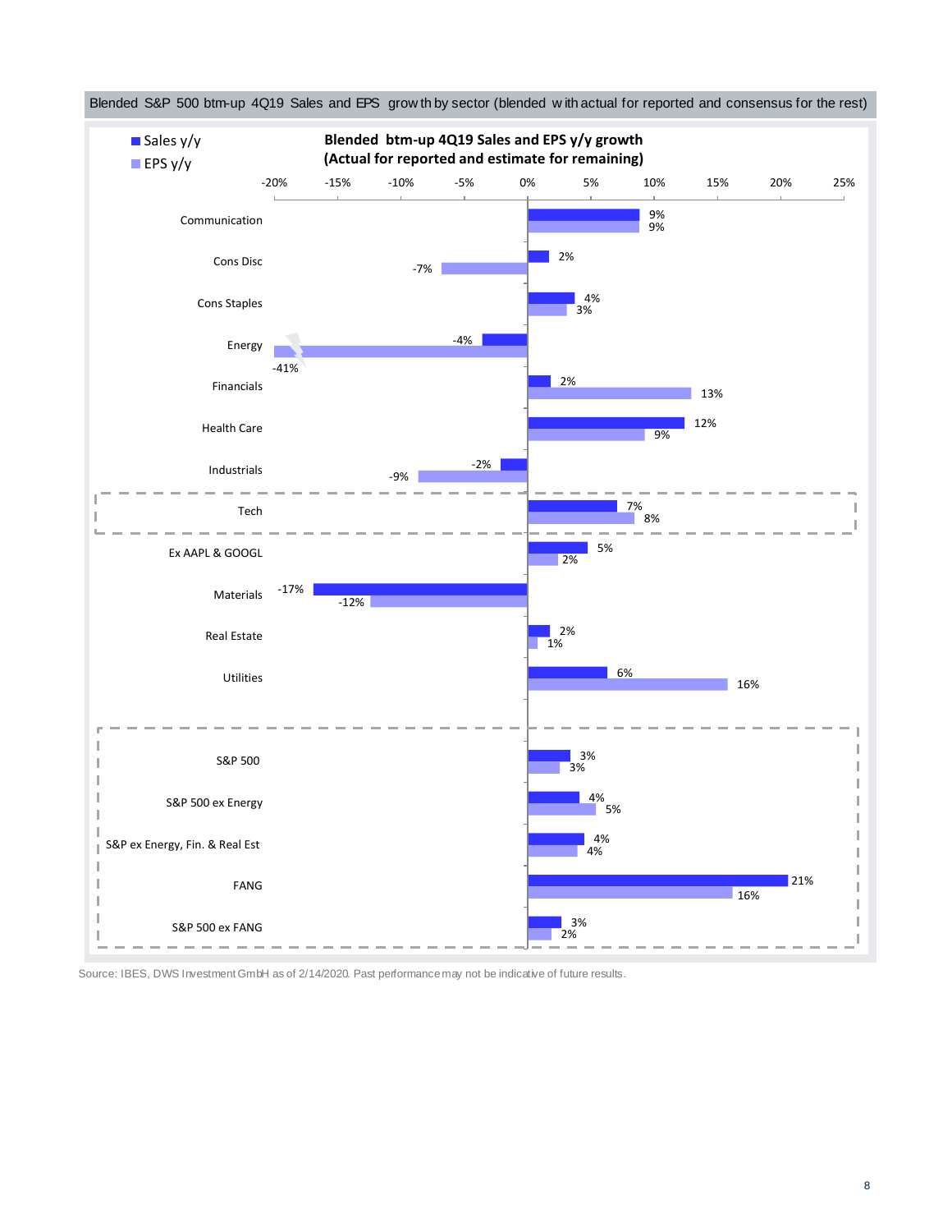Blended S&P 500 btm-up 4Q19 Sales and EPS growth by sector (blended with actual for reported and consensus for the rest)

**Blended btm-up 4Q19 Sales and EPS y/y growth (Actual for reported and estimate for remaining)**

| Sector | Sales y/y | EPS y/y |
| --- | --- | --- |
| Communication | 9% | 9% |
| Cons Disc | 2% | -7% |
| Cons Staples | 4% | 3% |
| Energy | -4% | -41% |
| Financials | 2% | 13% |
| Health Care | 12% | 9% |
| Industrials | -2% | -9% |
| Tech | 7% | 8% |
| Ex AAPL & GOOGL | 5% | 2% |
| Materials | -17% | -12% |
| Real Estate | 2% | 1% |
| Utilities | 6% | 16% |
| S&P 500 | 3% | 3% |
| S&P 500 ex Energy | 4% | 5% |
| S&P ex Energy, Fin. & Real Est | 4% | 4% |
| FANG | 21% | 16% |
| S&P 500 ex FANG | 3% | 2% |

Source: IBES, DWS Investment GmbH as of 2/14/2020. Past performance may not be indicative of future results.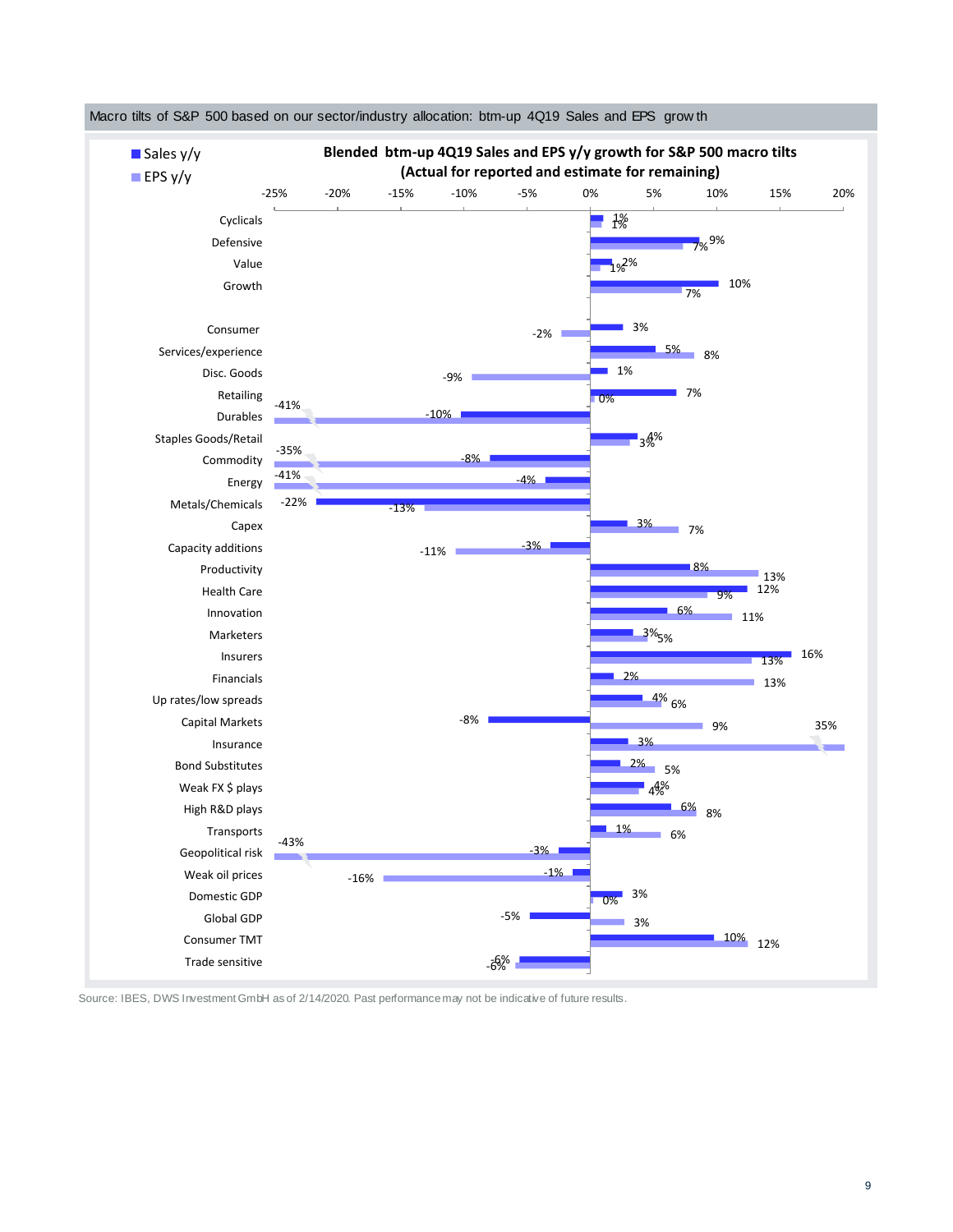Macro tilts of S&P 500 based on our sector/industry allocation: btm-up 4Q19 Sales and EPS growth

**Blended btm-up 4Q19 Sales and EPS y/y growth for S&P 500 macro tilts (Actual for reported and estimate for remaining)**

| | Sales y/y | EPS y/y |
|---|---|---|
| Cyclicals | 1% | 1% |
| Defensive | 9% | 7% |
| Value | 2% | 1% |
| Growth | 10% | 7% |
| Consumer | 3% | -2% |
| Services/experience | 5% | 8% |
| Disc. Goods | 1% | -9% |
| Retailing | 7% | 0% |
| Durables | -10% | -41% |
| Staples Goods/Retail | 4% | 3% |
| Commodity | -8% | -35% |
| Energy | -4% | -41% |
| Metals/Chemicals | -22% | -13% |
| Capex | 3% | 7% |
| Capacity additions | -3% | -11% |
| Productivity | 8% | 13% |
| Health Care | 12% | 9% |
| Innovation | 6% | 11% |
| Marketers | 3% | 5% |
| Insurers | 16% | 13% |
| Financials | 2% | 13% |
| Up rates/low spreads | 4% | 6% |
| Capital Markets | -8% | 9% |
| Insurance | 3% | 35% |
| Bond Substitutes | 2% | 5% |
| Weak FX $ plays | 4% | 4% |
| High R&D plays | 6% | 8% |
| Transports | 1% | 6% |
| Geopolitical risk | -3% | -43% |
| Weak oil prices | -1% | -16% |
| Domestic GDP | 3% | 0% |
| Global GDP | -5% | 3% |
| Consumer TMT | 10% | 12% |
| Trade sensitive | -6% | -6% |

Source: IBES, DWS Investment GmbH as of 2/14/2020. Past performance may not be indicative of future results.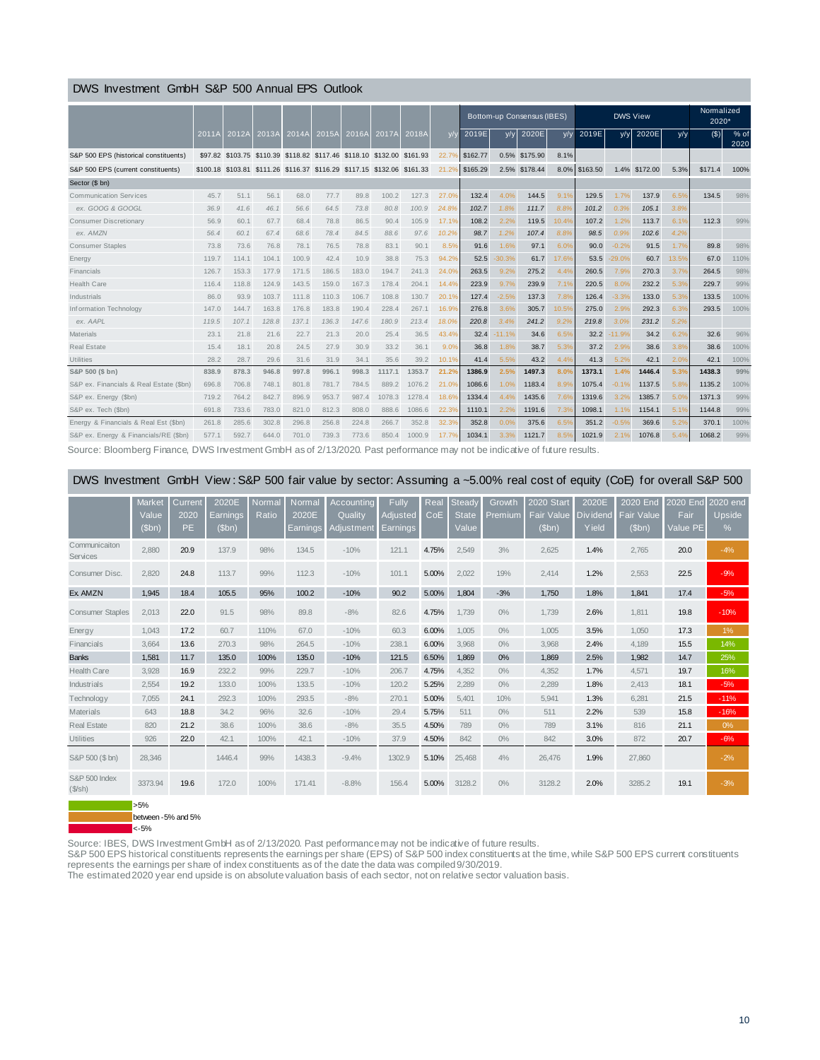## DWS Investment GmbH S&P 500 Annual EPS Outlook

| | 2011A | 2012A | 2013A | 2014A | 2015A | 2016A | 2017A | 2018A | y/y | Bottom-up Consensus (IBES) 2019E | y/y | 2020E | y/y | DWS View 2019E | y/y | 2020E | y/y | Normalized 2020* ($) | % of 2020 |
|---|---|---|---|---|---|---|---|---|---|---|---|---|---|---|---|---|---|---|---|
| S&P 500 EPS (historical constituents) | $97.82 | $103.75 | $110.39 | $118.82 | $117.46 | $118.10 | $132.00 | $161.93 | 22.7% | $162.77 | 0.5% | $175.90 | 8.1% | | | | | | |
| S&P 500 EPS (current constituents) | $100.18 | $103.81 | $111.26 | $116.37 | $116.29 | $117.15 | $132.06 | $161.33 | 21.2% | $165.29 | 2.5% | $178.44 | 8.0% | $163.50 | 1.4% | $172.00 | 5.3% | $171.4 | 100% |
| Sector ($ bn) | | | | | | | | | | | | | | | | | | | |
| Communication Services | 45.7 | 51.1 | 56.1 | 68.0 | 77.7 | 89.8 | 100.2 | 127.3 | 27.0% | 132.4 | 4.0% | 144.5 | 9.1% | 129.5 | 1.7% | 137.9 | 6.5% | 134.5 | 98% |
| *ex. GOOG & GOOGL* | *36.9* | *41.6* | *46.1* | *56.6* | *64.5* | *73.8* | *80.8* | *100.9* | *24.8%* | *102.7* | *1.8%* | *111.7* | *8.8%* | *101.2* | *0.3%* | *105.1* | *3.8%* | | |
| Consumer Discretionary | 56.9 | 60.1 | 67.7 | 68.4 | 78.8 | 86.5 | 90.4 | 105.9 | 17.1% | 108.2 | 2.2% | 119.5 | 10.4% | 107.2 | 1.2% | 113.7 | 6.1% | 112.3 | 99% |
| *ex. AMZN* | *56.4* | *60.1* | *67.4* | *68.6* | *78.4* | *84.5* | *88.6* | *97.6* | *10.2%* | *98.7* | *1.2%* | *107.4* | *8.8%* | *98.5* | *0.9%* | *102.6* | *4.2%* | | |
| Consumer Staples | 73.8 | 73.6 | 76.8 | 78.1 | 76.5 | 78.8 | 83.1 | 90.1 | 8.5% | 91.6 | 1.6% | 97.1 | 6.0% | 90.0 | -0.2% | 91.5 | 1.7% | 89.8 | 98% |
| Energy | 119.7 | 114.1 | 104.1 | 100.9 | 42.4 | 10.9 | 38.8 | 75.3 | 94.2% | 52.5 | -30.3% | 61.7 | 17.6% | 53.5 | -29.0% | 60.7 | 13.5% | 67.0 | 110% |
| Financials | 126.7 | 153.3 | 177.9 | 171.5 | 186.5 | 183.0 | 194.7 | 241.3 | 24.0% | 263.5 | 9.2% | 275.2 | 4.4% | 260.5 | 7.9% | 270.3 | 3.7% | 264.5 | 98% |
| Health Care | 116.4 | 118.8 | 124.9 | 143.5 | 159.0 | 167.3 | 178.4 | 204.1 | 14.4% | 223.9 | 9.7% | 239.9 | 7.1% | 220.5 | 8.0% | 232.2 | 5.3% | 229.7 | 99% |
| Industrials | 86.0 | 93.9 | 103.7 | 111.8 | 110.3 | 106.7 | 108.8 | 130.7 | 20.1% | 127.4 | -2.5% | 137.3 | 7.8% | 126.4 | -3.3% | 133.0 | 5.3% | 133.5 | 100% |
| Information Technology | 147.0 | 144.7 | 163.8 | 176.8 | 183.8 | 190.4 | 228.4 | 267.1 | 16.9% | 276.8 | 3.6% | 305.7 | 10.5% | 275.0 | 2.9% | 292.3 | 6.3% | 293.5 | 100% |
| *ex. AAPL* | *119.5* | *107.1* | *128.8* | *137.1* | *136.3* | *147.6* | *180.9* | *213.4* | *18.0%* | *220.8* | *3.4%* | *241.2* | *9.2%* | *219.8* | *3.0%* | *231.2* | *5.2%* | | |
| Materials | 23.1 | 21.8 | 21.6 | 22.7 | 21.3 | 20.0 | 25.4 | 36.5 | 43.4% | 32.4 | -11.1% | 34.6 | 6.5% | 32.2 | -11.9% | 34.2 | 6.2% | 32.6 | 96% |
| Real Estate | 15.4 | 18.1 | 20.8 | 24.5 | 27.9 | 30.9 | 33.2 | 36.1 | 9.0% | 36.8 | 1.8% | 38.7 | 5.3% | 37.2 | 2.9% | 38.6 | 3.8% | 38.6 | 100% |
| Utilities | 28.2 | 28.7 | 29.6 | 31.6 | 31.9 | 34.1 | 35.6 | 39.2 | 10.1% | 41.4 | 5.5% | 43.2 | 4.4% | 41.3 | 5.2% | 42.1 | 2.0% | 42.1 | 100% |
| **S&P 500 ($ bn)** | **838.9** | **878.3** | **946.8** | **997.8** | **996.1** | **998.3** | **1117.1** | **1353.7** | **21.2%** | **1386.9** | **2.5%** | **1497.3** | **8.0%** | **1373.1** | **1.4%** | **1446.4** | **5.3%** | **1438.3** | **99%** |
| S&P ex. Financials & Real Estate ($bn) | 696.8 | 706.8 | 748.1 | 801.8 | 781.7 | 784.5 | 889.2 | 1076.2 | 21.0% | 1086.6 | 1.0% | 1183.4 | 8.9% | 1075.4 | -0.1% | 1137.5 | 5.8% | 1135.2 | 100% |
| S&P ex. Energy ($bn) | 719.2 | 764.2 | 842.7 | 896.9 | 953.7 | 987.4 | 1078.3 | 1278.4 | 18.6% | 1334.4 | 4.4% | 1435.6 | 7.6% | 1319.6 | 3.2% | 1385.7 | 5.0% | 1371.3 | 99% |
| S&P ex. Tech ($bn) | 691.8 | 733.6 | 783.0 | 821.0 | 812.3 | 808.0 | 888.6 | 1086.6 | 22.3% | 1110.1 | 2.2% | 1191.6 | 7.3% | 1098.1 | 1.1% | 1154.1 | 5.1% | 1144.8 | 99% |
| Energy & Financials & Real Est ($bn) | 261.8 | 285.6 | 302.8 | 296.8 | 256.8 | 224.8 | 266.7 | 352.8 | 32.3% | 352.8 | 0.0% | 375.6 | 6.5% | 351.2 | -0.5% | 369.6 | 5.2% | 370.1 | 100% |
| S&P ex. Energy & Financials/RE ($bn) | 577.1 | 592.7 | 644.0 | 701.0 | 739.3 | 773.6 | 850.4 | 1000.9 | 17.7% | 1034.1 | 3.3% | 1121.7 | 8.5% | 1021.9 | 2.1% | 1076.8 | 5.4% | 1068.2 | 99% |

Source: Bloomberg Finance, DWS Investment GmbH as of 2/13/2020. Past performance may not be indicative of future results.

## DWS Investment GmbH View: S&P 500 fair value by sector: Assuming a ~5.00% real cost of equity (CoE) for overall S&P 500

| | Market Value ($bn) | Current 2020 PE | 2020E Earnings ($bn) | Normal Ratio | Normal 2020E Earnings | Accounting Quality Adjustment | Fully Adjusted Earnings | Real CoE | Steady State Value | Growth Premium | 2020 Start Fair Value ($bn) | 2020E Dividend Yield | 2020 End Fair Value ($bn) | 2020 End Fair Value PE | 2020 end Upside % |
|---|---|---|---|---|---|---|---|---|---|---|---|---|---|---|---|
| Communicaiton Services | 2,880 | 20.9 | 137.9 | 98% | 134.5 | -10% | 121.1 | 4.75% | 2,549 | 3% | 2,625 | 1.4% | 2,765 | 20.0 | -4% |
| Consumer Disc. | 2,820 | 24.8 | 113.7 | 99% | 112.3 | -10% | 101.1 | 5.00% | 2,022 | 19% | 2,414 | 1.2% | 2,553 | 22.5 | -9% |
| Ex AMZN | 1,945 | 18.4 | 105.5 | 95% | 100.2 | -10% | 90.2 | 5.00% | 1,804 | -3% | 1,750 | 1.8% | 1,841 | 17.4 | -5% |
| Consumer Staples | 2,013 | 22.0 | 91.5 | 98% | 89.8 | -8% | 82.6 | 4.75% | 1,739 | 0% | 1,739 | 2.6% | 1,811 | 19.8 | -10% |
| Energy | 1,043 | 17.2 | 60.7 | 110% | 67.0 | -10% | 60.3 | 6.00% | 1,005 | 0% | 1,005 | 3.5% | 1,050 | 17.3 | 1% |
| Financials | 3,664 | 13.6 | 270.3 | 98% | 264.5 | -10% | 238.1 | 6.00% | 3,968 | 0% | 3,968 | 2.4% | 4,189 | 15.5 | 14% |
| Banks | 1,581 | 11.7 | 135.0 | 100% | 135.0 | -10% | 121.5 | 6.50% | 1,869 | 0% | 1,869 | 2.5% | 1,982 | 14.7 | 25% |
| Health Care | 3,928 | 16.9 | 232.2 | 99% | 229.7 | -10% | 206.7 | 4.75% | 4,352 | 0% | 4,352 | 1.7% | 4,571 | 19.7 | 16% |
| Industrials | 2,554 | 19.2 | 133.0 | 100% | 133.5 | -10% | 120.2 | 5.25% | 2,289 | 0% | 2,289 | 1.8% | 2,413 | 18.1 | -5% |
| Technology | 7,055 | 24.1 | 292.3 | 100% | 293.5 | -8% | 270.1 | 5.00% | 5,401 | 10% | 5,941 | 1.3% | 6,281 | 21.5 | -11% |
| Materials | 643 | 18.8 | 34.2 | 96% | 32.6 | -10% | 29.4 | 5.75% | 511 | 0% | 511 | 2.2% | 539 | 15.8 | -16% |
| Real Estate | 820 | 21.2 | 38.6 | 100% | 38.6 | -8% | 35.5 | 4.50% | 789 | 0% | 789 | 3.1% | 816 | 21.1 | 0% |
| Utilities | 926 | 22.0 | 42.1 | 100% | 42.1 | -10% | 37.9 | 4.50% | 842 | 0% | 842 | 3.0% | 872 | 20.7 | -6% |
| S&P 500 ($ bn) | 28,346 | | 1446.4 | 99% | 1438.3 | -9.4% | 1302.9 | 5.10% | 25,468 | 4% | 26,476 | 1.9% | 27,860 | | -2% |
| S&P 500 Index ($/sh) | 3373.94 | 19.6 | 172.0 | 100% | 171.41 | -8.8% | 156.4 | 5.00% | 3128.2 | 0% | 3128.2 | 2.0% | 3285.2 | 19.1 | -3% |

>5%
between -5% and 5%
<-5%

Source: IBES, DWS Investment GmbH as of 2/13/2020. Past performance may not be indicative of future results.
S&P 500 EPS historical constituents represents the earnings per share (EPS) of S&P 500 index constituents at the time, while S&P 500 EPS current constituents represents the earnings per share of index constituents as of the date the data was compiled 9/30/2019.
The estimated 2020 year end upside is on absolute valuation basis of each sector, not on relative sector valuation basis.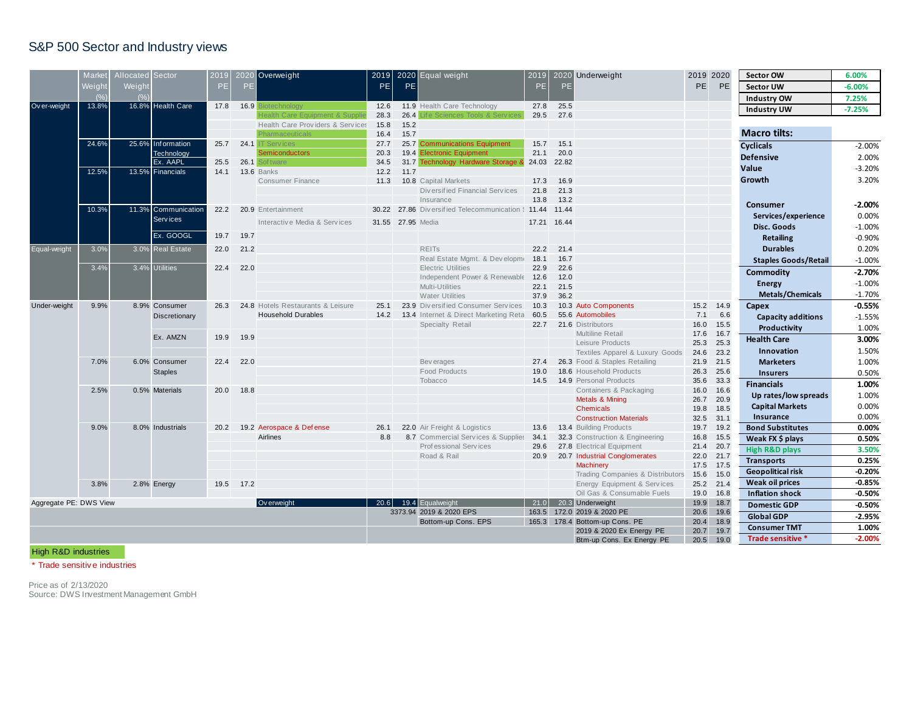# S&P 500 Sector and Industry views

| | Market Weight (%) | Allocated Weight (%) | Sector | 2019 PE | 2020 PE | Overweight | 2019 PE | 2020 PE | Equal weight | 2019 PE | 2020 PE | Underweight | 2019 PE | 2020 PE |
|---|---|---|---|---|---|---|---|---|---|---|---|---|---|---|
| Over-weight | 13.8% | 16.8% | Health Care | 17.8 | 16.9 | Biotechnology | 12.6 | 11.9 | Health Care Technology | 27.8 | 25.5 | | | |
| | | | | | | Health Care Equipment & Supplie | 28.3 | 26.4 | Life Sciences Tools & Services | 29.5 | 27.6 | | | |
| | | | | | | Health Care Providers & Services | 15.8 | 15.2 | | | | | | |
| | | | | | | Pharmaceuticals | 16.4 | 15.7 | | | | | | |
| | 24.6% | 25.6% | Information Technology | 25.7 | 24.1 | IT Services | 27.7 | 25.7 | Communications Equipment | 15.7 | 15.1 | | | |
| | | | | | | Semiconductors | 20.3 | 19.4 | Electronic Equipment | 21.1 | 20.0 | | | |
| | | | Ex. AAPL | 25.5 | 26.1 | Software | 34.5 | 31.7 | Technology Hardware Storage & | 24.03 | 22.82 | | | |
| | 12.5% | 13.5% | Financials | 14.1 | 13.6 | Banks | 12.2 | 11.7 | | | | | | |
| | | | | | | Consumer Finance | 11.3 | 10.8 | Capital Markets | 17.3 | 16.9 | | | |
| | | | | | | | | | Diversified Financial Services | 21.8 | 21.3 | | | |
| | | | | | | | | | Insurance | 13.8 | 13.2 | | | |
| | 10.3% | 11.3% | Communication Services | 22.2 | 20.9 | Entertainment | 30.22 | 27.86 | Diversified Telecommunication S | 11.44 | 11.44 | | | |
| | | | | | | Interactive Media & Services | 31.55 | 27.95 | Media | 17.21 | 16.44 | | | |
| | | | Ex. GOOGL | 19.7 | 19.7 | | | | | | | | | |
| Equal-weight | 3.0% | 3.0% | Real Estate | 22.0 | 21.2 | | | | REITs | 22.2 | 21.4 | | | |
| | | | | | | | | | Real Estate Mgmt. & Developm | 18.1 | 16.7 | | | |
| | 3.4% | 3.4% | Utilities | 22.4 | 22.0 | | | | Electric Utilities | 22.9 | 22.6 | | | |
| | | | | | | | | | Independent Power & Renewable | 12.6 | 12.0 | | | |
| | | | | | | | | | Multi-Utilities | 22.1 | 21.5 | | | |
| | | | | | | | | | Water Utilities | 37.9 | 36.2 | | | |
| Under-weight | 9.9% | 8.9% | Consumer Discretionary | 26.3 | 24.8 | Hotels Restaurants & Leisure | 25.1 | 23.9 | Diversified Consumer Services | 10.3 | 10.3 | Auto Components | 15.2 | 14.9 |
| | | | | | | Household Durables | 14.2 | 13.4 | Internet & Direct Marketing Reta | 60.5 | 55.6 | Automobiles | 7.1 | 6.6 |
| | | | | | | | | | Specialty Retail | 22.7 | 21.6 | Distributors | 16.0 | 15.5 |
| | | | Ex. AMZN | 19.9 | 19.9 | | | | | | | Multiline Retail | 17.6 | 16.7 |
| | | | | | | | | | | | | Leisure Products | 25.3 | 25.3 |
| | | | | | | | | | | | | Textiles Apparel & Luxury Goods | 24.6 | 23.2 |
| | 7.0% | 6.0% | Consumer Staples | 22.4 | 22.0 | | | | Beverages | 27.4 | 26.3 | Food & Staples Retailing | 21.9 | 21.5 |
| | | | | | | | | | Food Products | 19.0 | 18.6 | Household Products | 26.3 | 25.6 |
| | | | | | | | | | Tobacco | 14.5 | 14.9 | Personal Products | 35.6 | 33.3 |
| | 2.5% | 0.5% | Materials | 20.0 | 18.8 | | | | | | | Containers & Packaging | 16.0 | 16.6 |
| | | | | | | | | | | | | Metals & Mining | 26.7 | 20.9 |
| | | | | | | | | | | | | Chemicals | 19.8 | 18.5 |
| | | | | | | | | | | | | Construction Materials | 32.5 | 31.1 |
| | 9.0% | 8.0% | Industrials | 20.2 | 19.2 | Aerospace & Defense | 26.1 | 22.0 | Air Freight & Logistics | 13.6 | 13.4 | Building Products | 19.7 | 19.2 |
| | | | | | | Airlines | 8.8 | 8.7 | Commercial Services & Supplies | 34.1 | 32.3 | Construction & Engineering | 16.8 | 15.5 |
| | | | | | | | | | Professional Services | 29.6 | 27.8 | Electrical Equipment | 21.4 | 20.7 |
| | | | | | | | | | Road & Rail | 20.9 | 20.7 | Industrial Conglomerates | 22.0 | 21.7 |
| | | | | | | | | | | | | Machinery | 17.5 | 17.5 |
| | | | | | | | | | | | | Trading Companies & Distributors | 15.6 | 15.0 |
| | 3.8% | 2.8% | Energy | 19.5 | 17.2 | | | | | | | Energy Equipment & Services | 25.2 | 21.4 |
| | | | | | | | | | | | | Oil Gas & Consumable Fuels | 19.0 | 16.8 |
| Aggregate PE: DWS View | | | | | | Overweight | 20.6 | 19.4 | Equalweight | 21.0 | 20.3 | Underweight | 19.9 | 18.7 |
| | | | | | | | | 3373.94 | 2019 & 2020 EPS | 163.5 | 172.0 | 2019 & 2020 PE | 20.6 | 19.6 |
| | | | | | | | | | Bottom-up Cons. EPS | 165.3 | 178.4 | Bottom-up Cons. PE | 20.4 | 18.9 |
| | | | | | | | | | | | | 2019 & 2020 Ex Energy PE | 20.7 | 19.7 |
| | | | | | | | | | | | | Btm-up Cons. Ex Energy PE | 20.5 | 19.0 |

| | |
|---|---|
| Sector OW | 6.00% |
| Sector UW | -6.00% |
| Industry OW | 7.25% |
| Industry UW | -7.25% |

| Macro tilts: | |
|---|---|
| Cyclicals | -2.00% |
| Defensive | 2.00% |
| Value | -3.20% |
| Growth | 3.20% |
| **Consumer** | **-2.00%** |
| Services/experience | 0.00% |
| Disc. Goods | -1.00% |
| Retailing | -0.90% |
| Durables | 0.20% |
| Staples Goods/Retail | -1.00% |
| **Commodity** | **-2.70%** |
| Energy | -1.00% |
| Metals/Chemicals | -1.70% |
| **Capex** | **-0.55%** |
| Capacity additions | -1.55% |
| Productivity | 1.00% |
| **Health Care** | **3.00%** |
| Innovation | 1.50% |
| Marketers | 1.00% |
| Insurers | 0.50% |
| **Financials** | **1.00%** |
| Up rates/low spreads | 1.00% |
| Capital Markets | 0.00% |
| Insurance | 0.00% |
| **Bond Substitutes** | **0.00%** |
| **Weak FX $ plays** | **0.50%** |
| **High R&D plays** | **3.50%** |
| **Transports** | **0.25%** |
| **Geopolitical risk** | **-0.20%** |
| **Weak oil prices** | **-0.85%** |
| **Inflation shock** | **-0.50%** |
| **Domestic GDP** | **-0.50%** |
| **Global GDP** | **-2.95%** |
| **Consumer TMT** | **1.00%** |
| **Trade sensitive *** | **-2.00%** |

High R&D industries

\* Trade sensitive industries

Price as of 2/13/2020
Source: DWS Investment Management GmbH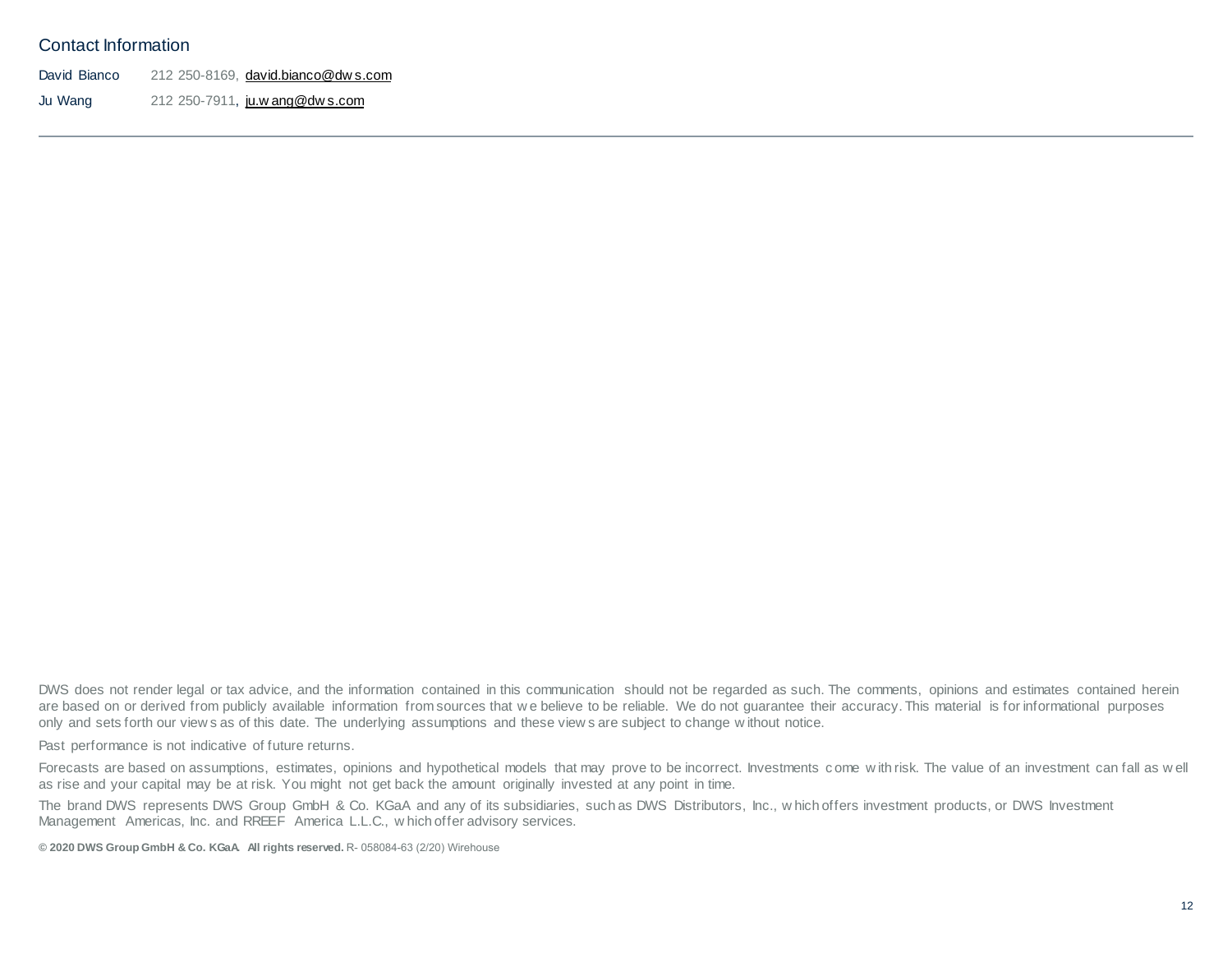## Contact Information

David Bianco 212 250-8169, david.bianco@dws.com

Ju Wang 212 250-7911, ju.wang@dws.com

---

DWS does not render legal or tax advice, and the information contained in this communication should not be regarded as such. The comments, opinions and estimates contained herein are based on or derived from publicly available information from sources that we believe to be reliable. We do not guarantee their accuracy. This material is for informational purposes only and sets forth our views as of this date. The underlying assumptions and these views are subject to change without notice.

Past performance is not indicative of future returns.

Forecasts are based on assumptions, estimates, opinions and hypothetical models that may prove to be incorrect. Investments come with risk. The value of an investment can fall as well as rise and your capital may be at risk. You might not get back the amount originally invested at any point in time.

The brand DWS represents DWS Group GmbH & Co. KGaA and any of its subsidiaries, such as DWS Distributors, Inc., which offers investment products, or DWS Investment Management Americas, Inc. and RREEF America L.L.C., which offer advisory services.

**© 2020 DWS Group GmbH & Co. KGaA. All rights reserved.** R- 058084-63 (2/20) Wirehouse